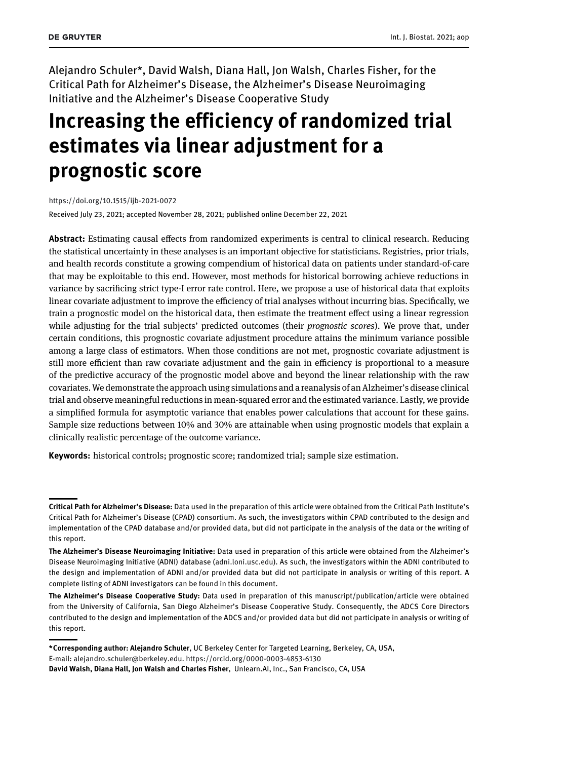Alejandro Schuler*, David Walsh, Diana Hall, Jon Walsh, Charles Fisher, for the Critical Path for Alzheimer's Disease, the Alzheimer's Disease Neuroimaging Initiative and the Alzheimer's Disease Cooperative Study

# Increasing the efficiency of randomized trial estimates via linear adjustment for a prognostic score

https://doi.org/10.1515/ijb-2021-0072

Received July 23, 2021; accepted November 28, 2021; published online December 22, 2021

**Abstract:** Estimating causal effects from randomized experiments is central to clinical research. Reducing the statistical uncertainty in these analyses is an important objective for statisticians. Registries, prior trials, and health records constitute a growing compendium of historical data on patients under standard-of-care that may be exploitable to this end. However, most methods for historical borrowing achieve reductions in variance by sacrificing strict type-I error rate control. Here, we propose a use of historical data that exploits linear covariate adjustment to improve the efficiency of trial analyses without incurring bias. Specifically, we train a prognostic model on the historical data, then estimate the treatment effect using a linear regression while adjusting for the trial subjects' predicted outcomes (their *prognostic scores*). We prove that, under certain conditions, this prognostic covariate adjustment procedure attains the minimum variance possible among a large class of estimators. When those conditions are not met, prognostic covariate adjustment is still more efficient than raw covariate adjustment and the gain in efficiency is proportional to a measure of the predictive accuracy of the prognostic model above and beyond the linear relationship with the raw covariates. We demonstrate the approach using simulations and a reanalysis of an Alzheimer's disease clinical trial and observe meaningful reductions in mean-squared error and the estimated variance. Lastly, we provide a simplified formula for asymptotic variance that enables power calculations that account for these gains. Sample size reductions between 10% and 30% are attainable when using prognostic models that explain a clinically realistic percentage of the outcome variance.

**Keywords:** historical controls; prognostic score; randomized trial; sample size estimation.

---

**Critical Path for Alzheimer's Disease:** Data used in the preparation of this article were obtained from the Critical Path Institute's Critical Path for Alzheimer's Disease (CPAD) consortium. As such, the investigators within CPAD contributed to the design and implementation of the CPAD database and/or provided data, but did not participate in the analysis of the data or the writing of this report.

**The Alzheimer's Disease Neuroimaging Initiative:** Data used in preparation of this article were obtained from the Alzheimer's Disease Neuroimaging Initiative (ADNI) database (adni.loni.usc.edu). As such, the investigators within the ADNI contributed to the design and implementation of ADNI and/or provided data but did not participate in analysis or writing of this report. A complete listing of ADNI investigators can be found in this document.

**The Alzheimer's Disease Cooperative Study:** Data used in preparation of this manuscript/publication/article were obtained from the University of California, San Diego Alzheimer's Disease Cooperative Study. Consequently, the ADCS Core Directors contributed to the design and implementation of the ADCS and/or provided data but did not participate in analysis or writing of this report.

---

***Corresponding author: Alejandro Schuler**, UC Berkeley Center for Targeted Learning, Berkeley, CA, USA,
E-mail: alejandro.schuler@berkeley.edu. https://orcid.org/0000-0003-4853-6130

**David Walsh, Diana Hall, Jon Walsh and Charles Fisher**, Unlearn.AI, Inc., San Francisco, CA, USA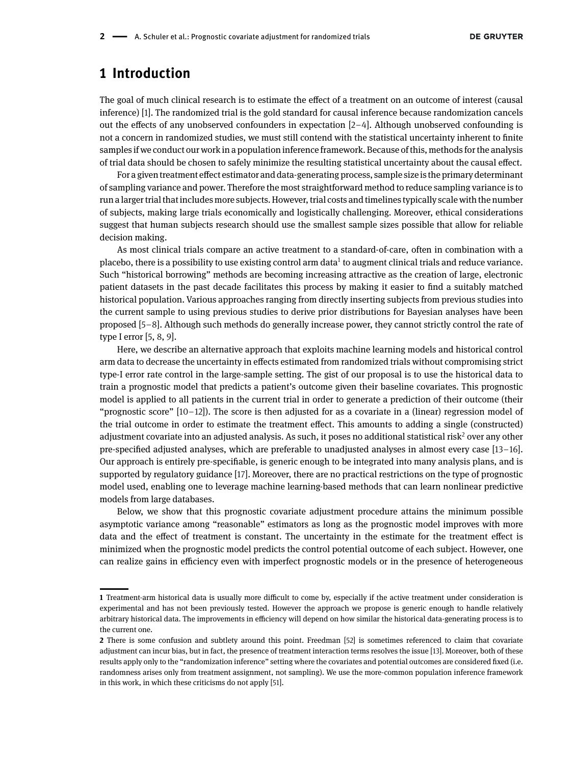# 1 Introduction

The goal of much clinical research is to estimate the effect of a treatment on an outcome of interest (causal inference) [1]. The randomized trial is the gold standard for causal inference because randomization cancels out the effects of any unobserved confounders in expectation [2–4]. Although unobserved confounding is not a concern in randomized studies, we must still contend with the statistical uncertainty inherent to finite samples if we conduct our work in a population inference framework. Because of this, methods for the analysis of trial data should be chosen to safely minimize the resulting statistical uncertainty about the causal effect.

For a given treatment effect estimator and data-generating process, sample size is the primary determinant of sampling variance and power. Therefore the most straightforward method to reduce sampling variance is to run a larger trial that includes more subjects. However, trial costs and timelines typically scale with the number of subjects, making large trials economically and logistically challenging. Moreover, ethical considerations suggest that human subjects research should use the smallest sample sizes possible that allow for reliable decision making.

As most clinical trials compare an active treatment to a standard-of-care, often in combination with a placebo, there is a possibility to use existing control arm data[1] to augment clinical trials and reduce variance. Such "historical borrowing" methods are becoming increasing attractive as the creation of large, electronic patient datasets in the past decade facilitates this process by making it easier to find a suitably matched historical population. Various approaches ranging from directly inserting subjects from previous studies into the current sample to using previous studies to derive prior distributions for Bayesian analyses have been proposed [5–8]. Although such methods do generally increase power, they cannot strictly control the rate of type I error [5, 8, 9].

Here, we describe an alternative approach that exploits machine learning models and historical control arm data to decrease the uncertainty in effects estimated from randomized trials without compromising strict type-I error rate control in the large-sample setting. The gist of our proposal is to use the historical data to train a prognostic model that predicts a patient's outcome given their baseline covariates. This prognostic model is applied to all patients in the current trial in order to generate a prediction of their outcome (their "prognostic score" [10–12]). The score is then adjusted for as a covariate in a (linear) regression model of the trial outcome in order to estimate the treatment effect. This amounts to adding a single (constructed) adjustment covariate into an adjusted analysis. As such, it poses no additional statistical risk[2] over any other pre-specified adjusted analyses, which are preferable to unadjusted analyses in almost every case [13–16]. Our approach is entirely pre-specifiable, is generic enough to be integrated into many analysis plans, and is supported by regulatory guidance [17]. Moreover, there are no practical restrictions on the type of prognostic model used, enabling one to leverage machine learning-based methods that can learn nonlinear predictive models from large databases.

Below, we show that this prognostic covariate adjustment procedure attains the minimum possible asymptotic variance among "reasonable" estimators as long as the prognostic model improves with more data and the effect of treatment is constant. The uncertainty in the estimate for the treatment effect is minimized when the prognostic model predicts the control potential outcome of each subject. However, one can realize gains in efficiency even with imperfect prognostic models or in the presence of heterogeneous

---

1 Treatment-arm historical data is usually more difficult to come by, especially if the active treatment under consideration is experimental and has not been previously tested. However the approach we propose is generic enough to handle relatively arbitrary historical data. The improvements in efficiency will depend on how similar the historical data-generating process is to the current one.

2 There is some confusion and subtlety around this point. Freedman [52] is sometimes referenced to claim that covariate adjustment can incur bias, but in fact, the presence of treatment interaction terms resolves the issue [13]. Moreover, both of these results apply only to the "randomization inference" setting where the covariates and potential outcomes are considered fixed (i.e. randomness arises only from treatment assignment, not sampling). We use the more-common population inference framework in this work, in which these criticisms do not apply [51].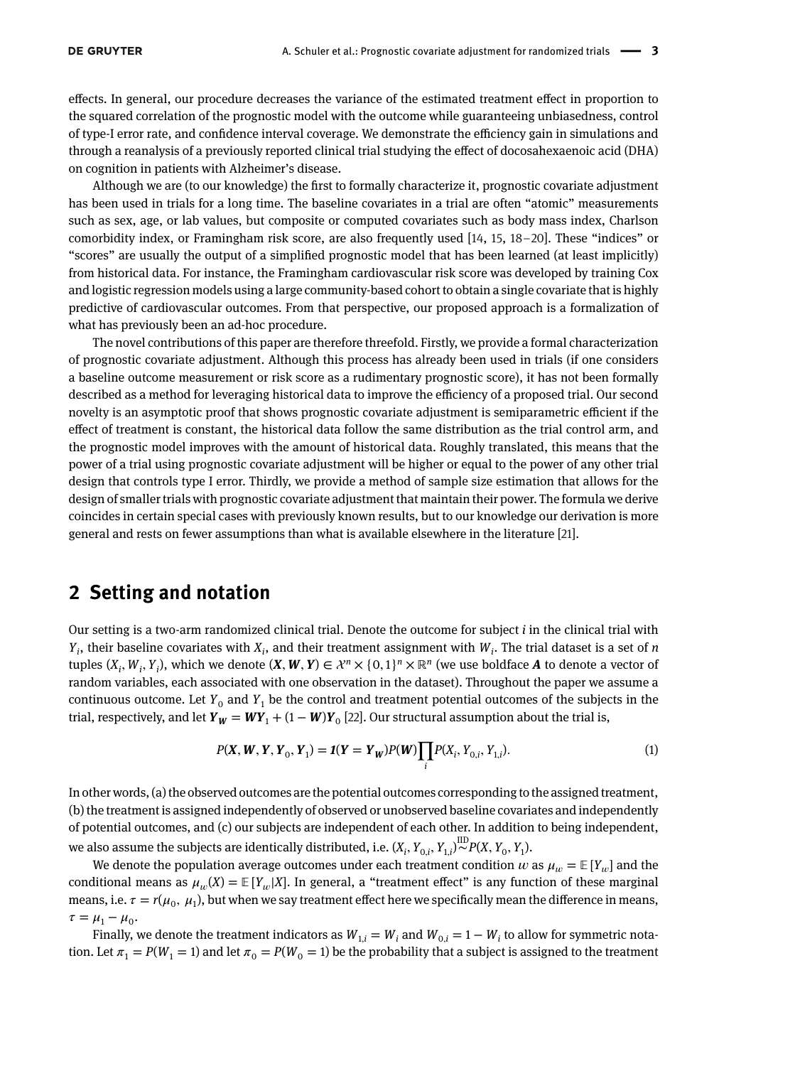effects. In general, our procedure decreases the variance of the estimated treatment effect in proportion to the squared correlation of the prognostic model with the outcome while guaranteeing unbiasedness, control of type-I error rate, and confidence interval coverage. We demonstrate the efficiency gain in simulations and through a reanalysis of a previously reported clinical trial studying the effect of docosahexaenoic acid (DHA) on cognition in patients with Alzheimer's disease.

Although we are (to our knowledge) the first to formally characterize it, prognostic covariate adjustment has been used in trials for a long time. The baseline covariates in a trial are often "atomic" measurements such as sex, age, or lab values, but composite or computed covariates such as body mass index, Charlson comorbidity index, or Framingham risk score, are also frequently used [14, 15, 18–20]. These "indices" or "scores" are usually the output of a simplified prognostic model that has been learned (at least implicitly) from historical data. For instance, the Framingham cardiovascular risk score was developed by training Cox and logistic regression models using a large community-based cohort to obtain a single covariate that is highly predictive of cardiovascular outcomes. From that perspective, our proposed approach is a formalization of what has previously been an ad-hoc procedure.

The novel contributions of this paper are therefore threefold. Firstly, we provide a formal characterization of prognostic covariate adjustment. Although this process has already been used in trials (if one considers a baseline outcome measurement or risk score as a rudimentary prognostic score), it has not been formally described as a method for leveraging historical data to improve the efficiency of a proposed trial. Our second novelty is an asymptotic proof that shows prognostic covariate adjustment is semiparametric efficient if the effect of treatment is constant, the historical data follow the same distribution as the trial control arm, and the prognostic model improves with the amount of historical data. Roughly translated, this means that the power of a trial using prognostic covariate adjustment will be higher or equal to the power of any other trial design that controls type I error. Thirdly, we provide a method of sample size estimation that allows for the design of smaller trials with prognostic covariate adjustment that maintain their power. The formula we derive coincides in certain special cases with previously known results, but to our knowledge our derivation is more general and rests on fewer assumptions than what is available elsewhere in the literature [21].

## 2 Setting and notation

Our setting is a two-arm randomized clinical trial. Denote the outcome for subject $i$ in the clinical trial with $Y_i$, their baseline covariates with $X_i$, and their treatment assignment with $W_i$. The trial dataset is a set of $n$ tuples $(X_i, W_i, Y_i)$, which we denote $(\boldsymbol{X}, \boldsymbol{W}, \boldsymbol{Y}) \in \mathcal{X}^n \times \{0, 1\}^n \times \mathbb{R}^n$ (we use boldface $\boldsymbol{A}$ to denote a vector of random variables, each associated with one observation in the dataset). Throughout the paper we assume a continuous outcome. Let $Y_0$ and $Y_1$ be the control and treatment potential outcomes of the subjects in the trial, respectively, and let $\boldsymbol{Y_W} = \boldsymbol{W}\boldsymbol{Y}_1 + (1 - \boldsymbol{W})\boldsymbol{Y}_0$ [22]. Our structural assumption about the trial is,

$$P(\boldsymbol{X}, \boldsymbol{W}, \boldsymbol{Y}, \boldsymbol{Y}_0, \boldsymbol{Y}_1) = \boldsymbol{1}(\boldsymbol{Y} = \boldsymbol{Y_W})P(\boldsymbol{W})\prod_i P(X_i, Y_{0,i}, Y_{1,i}). \tag{1}$$

In other words, (a) the observed outcomes are the potential outcomes corresponding to the assigned treatment, (b) the treatment is assigned independently of observed or unobserved baseline covariates and independently of potential outcomes, and (c) our subjects are independent of each other. In addition to being independent, we also assume the subjects are identically distributed, i.e. $(X_i, Y_{0,i}, Y_{1,i}) \overset{\text{IID}}{\sim} P(X, Y_0, Y_1)$.

We denote the population average outcomes under each treatment condition $w$ as $\mu_w = \mathbb{E}[Y_w]$ and the conditional means as $\mu_w(X) = \mathbb{E}[Y_w|X]$. In general, a "treatment effect" is any function of these marginal means, i.e. $\tau = r(\mu_0, \mu_1)$, but when we say treatment effect here we specifically mean the difference in means, $\tau = \mu_1 - \mu_0$.

Finally, we denote the treatment indicators as $W_{1,i} = W_i$ and $W_{0,i} = 1 - W_i$ to allow for symmetric notation. Let $\pi_1 = P(W_1 = 1)$ and let $\pi_0 = P(W_0 = 1)$ be the probability that a subject is assigned to the treatment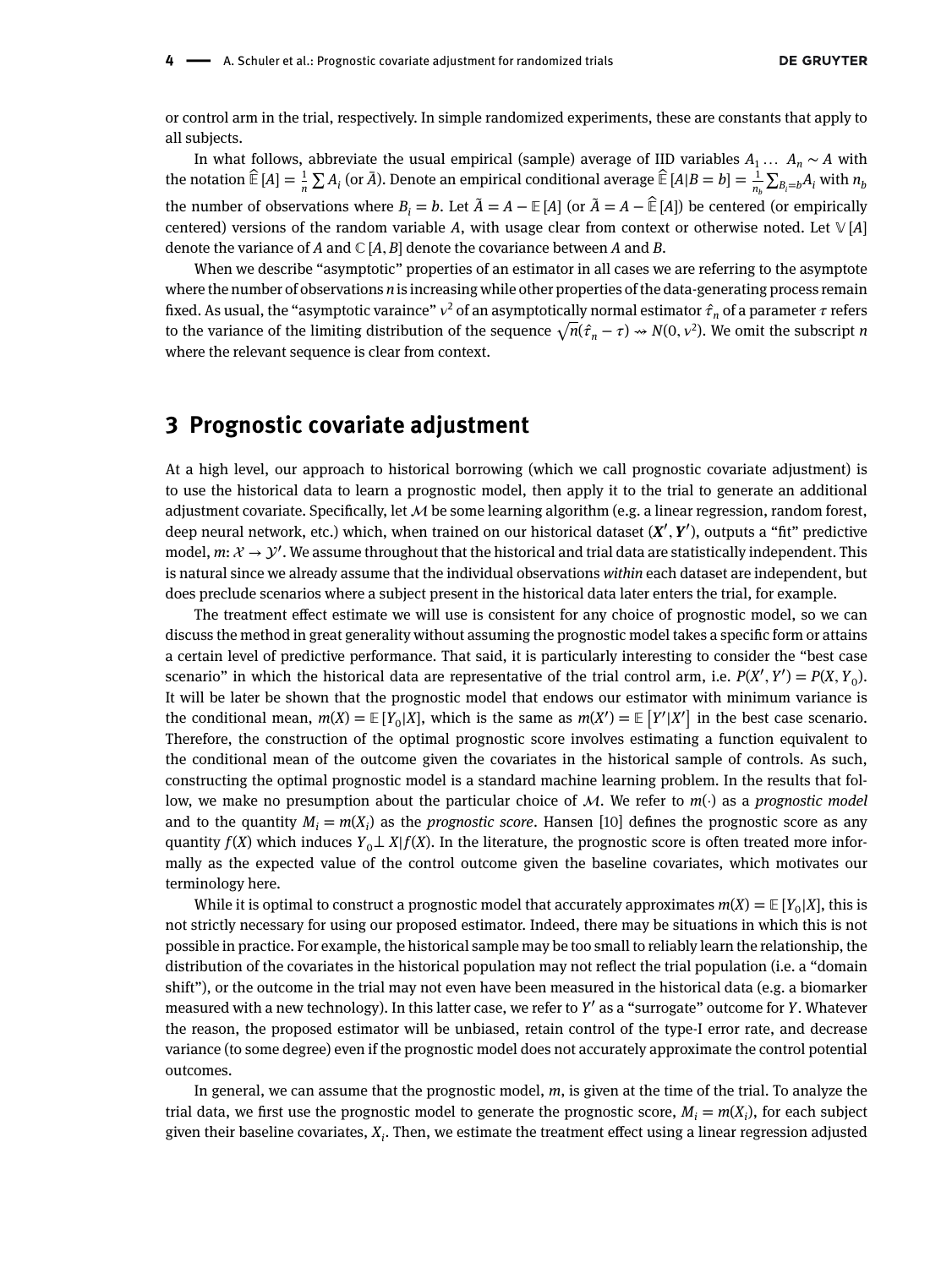or control arm in the trial, respectively. In simple randomized experiments, these are constants that apply to all subjects.

In what follows, abbreviate the usual empirical (sample) average of IID variables $A_1 \dots A_n \sim A$ with the notation $\widehat{\mathbb{E}}[A] = \frac{1}{n}\sum A_i$ (or $\bar{A}$). Denote an empirical conditional average $\widehat{\mathbb{E}}[A|B=b] = \frac{1}{n_b}\sum_{B_i=b} A_i$ with $n_b$ the number of observations where $B_i = b$. Let $\tilde{A} = A - \mathbb{E}[A]$ (or $\tilde{A} = A - \widehat{\mathbb{E}}[A]$) be centered (or empirically centered) versions of the random variable $A$, with usage clear from context or otherwise noted. Let $\mathbb{V}[A]$ denote the variance of $A$ and $\mathbb{C}[A, B]$ denote the covariance between $A$ and $B$.

When we describe "asymptotic" properties of an estimator in all cases we are referring to the asymptote where the number of observations $n$ is increasing while other properties of the data-generating process remain fixed. As usual, the "asymptotic varaince" $v^2$ of an asymptotically normal estimator $\hat{\tau}_n$ of a parameter $\tau$ refers to the variance of the limiting distribution of the sequence $\sqrt{n}(\hat{\tau}_n - \tau) \rightsquigarrow N(0, v^2)$. We omit the subscript $n$ where the relevant sequence is clear from context.

## 3 Prognostic covariate adjustment

At a high level, our approach to historical borrowing (which we call prognostic covariate adjustment) is to use the historical data to learn a prognostic model, then apply it to the trial to generate an additional adjustment covariate. Specifically, let $\mathcal{M}$ be some learning algorithm (e.g. a linear regression, random forest, deep neural network, etc.) which, when trained on our historical dataset $(\boldsymbol{X}', \boldsymbol{Y}')$, outputs a "fit" predictive model, $m: \mathcal{X} \to \mathcal{Y}'$. We assume throughout that the historical and trial data are statistically independent. This is natural since we already assume that the individual observations *within* each dataset are independent, but does preclude scenarios where a subject present in the historical data later enters the trial, for example.

The treatment effect estimate we will use is consistent for any choice of prognostic model, so we can discuss the method in great generality without assuming the prognostic model takes a specific form or attains a certain level of predictive performance. That said, it is particularly interesting to consider the "best case scenario" in which the historical data are representative of the trial control arm, i.e. $P(X', Y') = P(X, Y_0)$. It will be later be shown that the prognostic model that endows our estimator with minimum variance is the conditional mean, $m(X) = \mathbb{E}[Y_0|X]$, which is the same as $m(X') = \mathbb{E}\left[Y'|X'\right]$ in the best case scenario. Therefore, the construction of the optimal prognostic score involves estimating a function equivalent to the conditional mean of the outcome given the covariates in the historical sample of controls. As such, constructing the optimal prognostic model is a standard machine learning problem. In the results that follow, we make no presumption about the particular choice of $\mathcal{M}$. We refer to $m(\cdot)$ as a *prognostic model* and to the quantity $M_i = m(X_i)$ as the *prognostic score*. Hansen [10] defines the prognostic score as any quantity $f(X)$ which induces $Y_0 \perp X|f(X)$. In the literature, the prognostic score is often treated more informally as the expected value of the control outcome given the baseline covariates, which motivates our terminology here.

While it is optimal to construct a prognostic model that accurately approximates $m(X) = \mathbb{E}[Y_0|X]$, this is not strictly necessary for using our proposed estimator. Indeed, there may be situations in which this is not possible in practice. For example, the historical sample may be too small to reliably learn the relationship, the distribution of the covariates in the historical population may not reflect the trial population (i.e. a "domain shift"), or the outcome in the trial may not even have been measured in the historical data (e.g. a biomarker measured with a new technology). In this latter case, we refer to $Y'$ as a "surrogate" outcome for $Y$. Whatever the reason, the proposed estimator will be unbiased, retain control of the type-I error rate, and decrease variance (to some degree) even if the prognostic model does not accurately approximate the control potential outcomes.

In general, we can assume that the prognostic model, $m$, is given at the time of the trial. To analyze the trial data, we first use the prognostic model to generate the prognostic score, $M_i = m(X_i)$, for each subject given their baseline covariates, $X_i$. Then, we estimate the treatment effect using a linear regression adjusted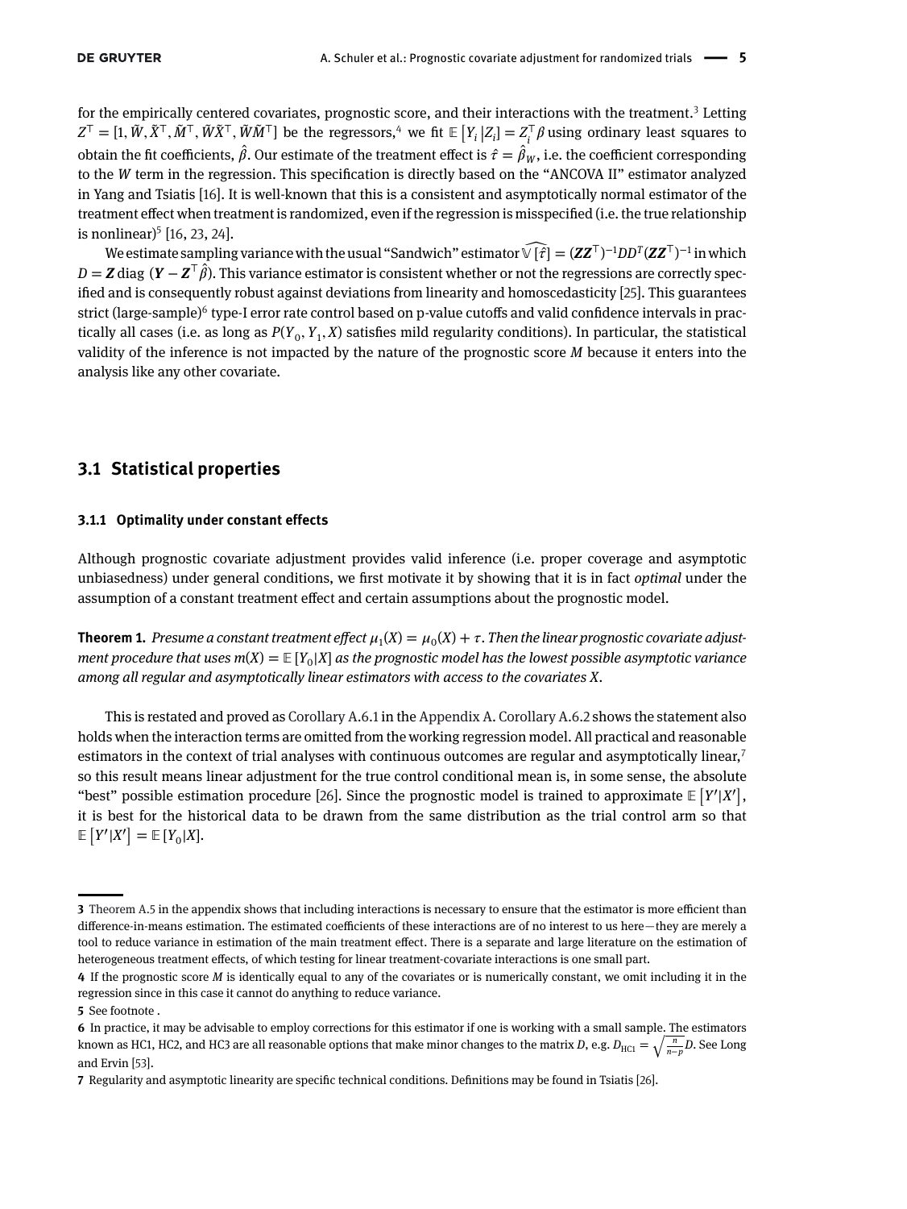for the empirically centered covariates, prognostic score, and their interactions with the treatment.[3] Letting $Z^\top = [1, \tilde{W}, \tilde{X}^\top, \tilde{M}^\top, \tilde{W}\tilde{X}^\top, \tilde{W}\tilde{M}^\top]$ be the regressors,[4] we fit $\mathbb{E}\left[Y_i|Z_i\right] = Z_i^\top \beta$ using ordinary least squares to obtain the fit coefficients, $\hat{\beta}$. Our estimate of the treatment effect is $\hat{\tau} = \hat{\beta}_W$, i.e. the coefficient corresponding to the $W$ term in the regression. This specification is directly based on the "ANCOVA II" estimator analyzed in Yang and Tsiatis [16]. It is well-known that this is a consistent and asymptotically normal estimator of the treatment effect when treatment is randomized, even if the regression is misspecified (i.e. the true relationship is nonlinear)[5] [16, 23, 24].

We estimate sampling variance with the usual "Sandwich" estimator $\widehat{\mathbb{V}[\hat{\tau}]} = (\boldsymbol{Z}\boldsymbol{Z}^\top)^{-1}DD^T(\boldsymbol{Z}\boldsymbol{Z}^\top)^{-1}$ in which $D = \boldsymbol{Z}\,\text{diag}\,(\boldsymbol{Y} - \boldsymbol{Z}^\top\hat{\beta})$. This variance estimator is consistent whether or not the regressions are correctly specified and is consequently robust against deviations from linearity and homoscedasticity [25]. This guarantees strict (large-sample)[6] type-I error rate control based on p-value cutoffs and valid confidence intervals in practically all cases (i.e. as long as $P(Y_0, Y_1, X)$ satisfies mild regularity conditions). In particular, the statistical validity of the inference is not impacted by the nature of the prognostic score $M$ because it enters into the analysis like any other covariate.

## 3.1 Statistical properties

### 3.1.1 Optimality under constant effects

Although prognostic covariate adjustment provides valid inference (i.e. proper coverage and asymptotic unbiasedness) under general conditions, we first motivate it by showing that it is in fact *optimal* under the assumption of a constant treatment effect and certain assumptions about the prognostic model.

**Theorem 1.** *Presume a constant treatment effect $\mu_1(X) = \mu_0(X) + \tau$. Then the linear prognostic covariate adjustment procedure that uses $m(X) = \mathbb{E}\left[Y_0|X\right]$ as the prognostic model has the lowest possible asymptotic variance among all regular and asymptotically linear estimators with access to the covariates $X$.*

This is restated and proved as Corollary A.6.1 in the Appendix A. Corollary A.6.2 shows the statement also holds when the interaction terms are omitted from the working regression model. All practical and reasonable estimators in the context of trial analyses with continuous outcomes are regular and asymptotically linear,[7] so this result means linear adjustment for the true control conditional mean is, in some sense, the absolute "best" possible estimation procedure [26]. Since the prognostic model is trained to approximate $\mathbb{E}\left[Y'|X'\right]$, it is best for the historical data to be drawn from the same distribution as the trial control arm so that $\mathbb{E}\left[Y'|X'\right] = \mathbb{E}\left[Y_0|X\right]$.

---

[3] Theorem A.5 in the appendix shows that including interactions is necessary to ensure that the estimator is more efficient than difference-in-means estimation. The estimated coefficients of these interactions are of no interest to us here—they are merely a tool to reduce variance in estimation of the main treatment effect. There is a separate and large literature on the estimation of heterogeneous treatment effects, of which testing for linear treatment-covariate interactions is one small part.

[4] If the prognostic score $M$ is identically equal to any of the covariates or is numerically constant, we omit including it in the regression since in this case it cannot do anything to reduce variance.

[5] See footnote .

[6] In practice, it may be advisable to employ corrections for this estimator if one is working with a small sample. The estimators known as HC1, HC2, and HC3 are all reasonable options that make minor changes to the matrix $D$, e.g. $D_{\text{HC1}} = \sqrt{\frac{n}{n-p}}D$. See Long and Ervin [53].

[7] Regularity and asymptotic linearity are specific technical conditions. Definitions may be found in Tsiatis [26].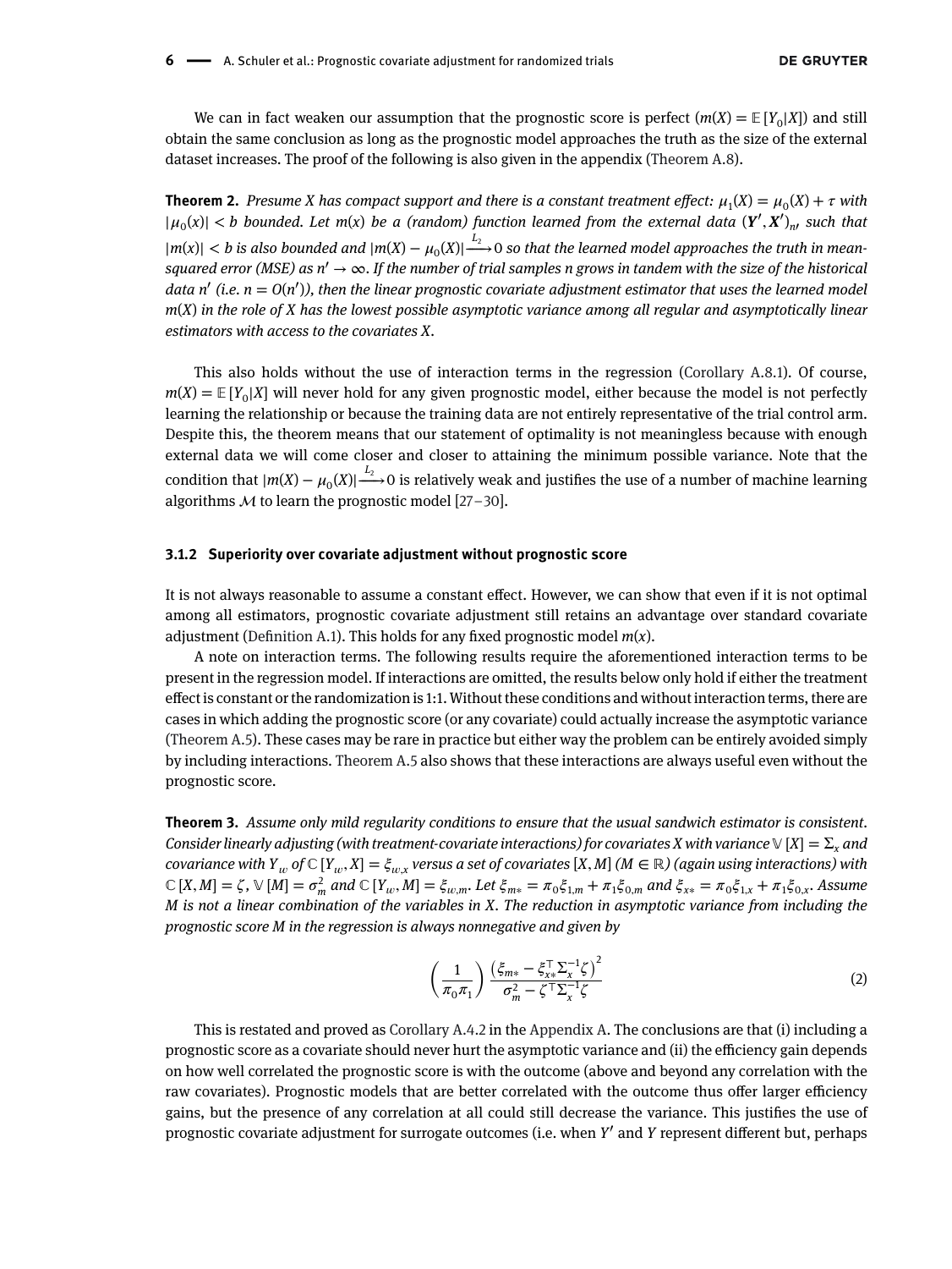We can in fact weaken our assumption that the prognostic score is perfect ($m(X) = \mathbb{E}[Y_0|X]$) and still obtain the same conclusion as long as the prognostic model approaches the truth as the size of the external dataset increases. The proof of the following is also given in the appendix (Theorem A.8).

**Theorem 2.** *Presume $X$ has compact support and there is a constant treatment effect: $\mu_1(X) = \mu_0(X) + \tau$ with $|\mu_0(x)| < b$ bounded. Let $m(x)$ be a (random) function learned from the external data $(\boldsymbol{Y}', \boldsymbol{X}')_{n'}$ such that $|m(x)| < b$ is also bounded and $|m(X) - \mu_0(X)| \xrightarrow{L_2} 0$ so that the learned model approaches the truth in mean-squared error (MSE) as $n' \to \infty$. If the number of trial samples $n$ grows in tandem with the size of the historical data $n'$ (i.e. $n = O(n')$), then the linear prognostic covariate adjustment estimator that uses the learned model $m(X)$ in the role of $X$ has the lowest possible asymptotic variance among all regular and asymptotically linear estimators with access to the covariates $X$.*

This also holds without the use of interaction terms in the regression (Corollary A.8.1). Of course, $m(X) = \mathbb{E}[Y_0 X]$ will never hold for any given prognostic model, either because the model is not perfectly learning the relationship or because the training data are not entirely representative of the trial control arm. Despite this, the theorem means that our statement of optimality is not meaningless because with enough external data we will come closer and closer to attaining the minimum possible variance. Note that the condition that $|m(X) - \mu_0(X)| \xrightarrow{L_2} 0$ is relatively weak and justifies the use of a number of machine learning algorithms $\mathcal{M}$ to learn the prognostic model [27–30].

### 3.1.2 Superiority over covariate adjustment without prognostic score

It is not always reasonable to assume a constant effect. However, we can show that even if it is not optimal among all estimators, prognostic covariate adjustment still retains an advantage over standard covariate adjustment (Definition A.1). This holds for any fixed prognostic model $m(x)$.

A note on interaction terms. The following results require the aforementioned interaction terms to be present in the regression model. If interactions are omitted, the results below only hold if either the treatment effect is constant or the randomization is 1:1. Without these conditions and without interaction terms, there are cases in which adding the prognostic score (or any covariate) could actually increase the asymptotic variance (Theorem A.5). These cases may be rare in practice but either way the problem can be entirely avoided simply by including interactions. Theorem A.5 also shows that these interactions are always useful even without the prognostic score.

**Theorem 3.** *Assume only mild regularity conditions to ensure that the usual sandwich estimator is consistent. Consider linearly adjusting (with treatment-covariate interactions) for covariates $X$ with variance $\mathbb{V}[X] = \Sigma_x$ and covariance with $Y_w$ of $\mathbb{C}[Y_w, X] = \xi_{w,x}$ versus a set of covariates $[X, M]$ ($M \in \mathbb{R}$) (again using interactions) with $\mathbb{C}[X, M] = \zeta$, $\mathbb{V}[M] = \sigma_m^2$ and $\mathbb{C}[Y_w, M] = \xi_{w,m}$. Let $\xi_{m*} = \pi_0\xi_{1,m} + \pi_1\xi_{0,m}$ and $\xi_{x*} = \pi_0\xi_{1,x} + \pi_1\xi_{0,x}$. Assume $M$ is not a linear combination of the variables in $X$. The reduction in asymptotic variance from including the prognostic score $M$ in the regression is always nonnegative and given by*

$$\left(\frac{1}{\pi_0\pi_1}\right)\frac{\left(\xi_{m*} - \xi_{x*}^{\top}\Sigma_x^{-1}\zeta\right)^2}{\sigma_m^2 - \zeta^{\top}\Sigma_x^{-1}\zeta} \tag{2}$$

This is restated and proved as Corollary A.4.2 in the Appendix A. The conclusions are that (i) including a prognostic score as a covariate should never hurt the asymptotic variance and (ii) the efficiency gain depends on how well correlated the prognostic score is with the outcome (above and beyond any correlation with the raw covariates). Prognostic models that are better correlated with the outcome thus offer larger efficiency gains, but the presence of any correlation at all could still decrease the variance. This justifies the use of prognostic covariate adjustment for surrogate outcomes (i.e. when $Y'$ and $Y$ represent different but, perhaps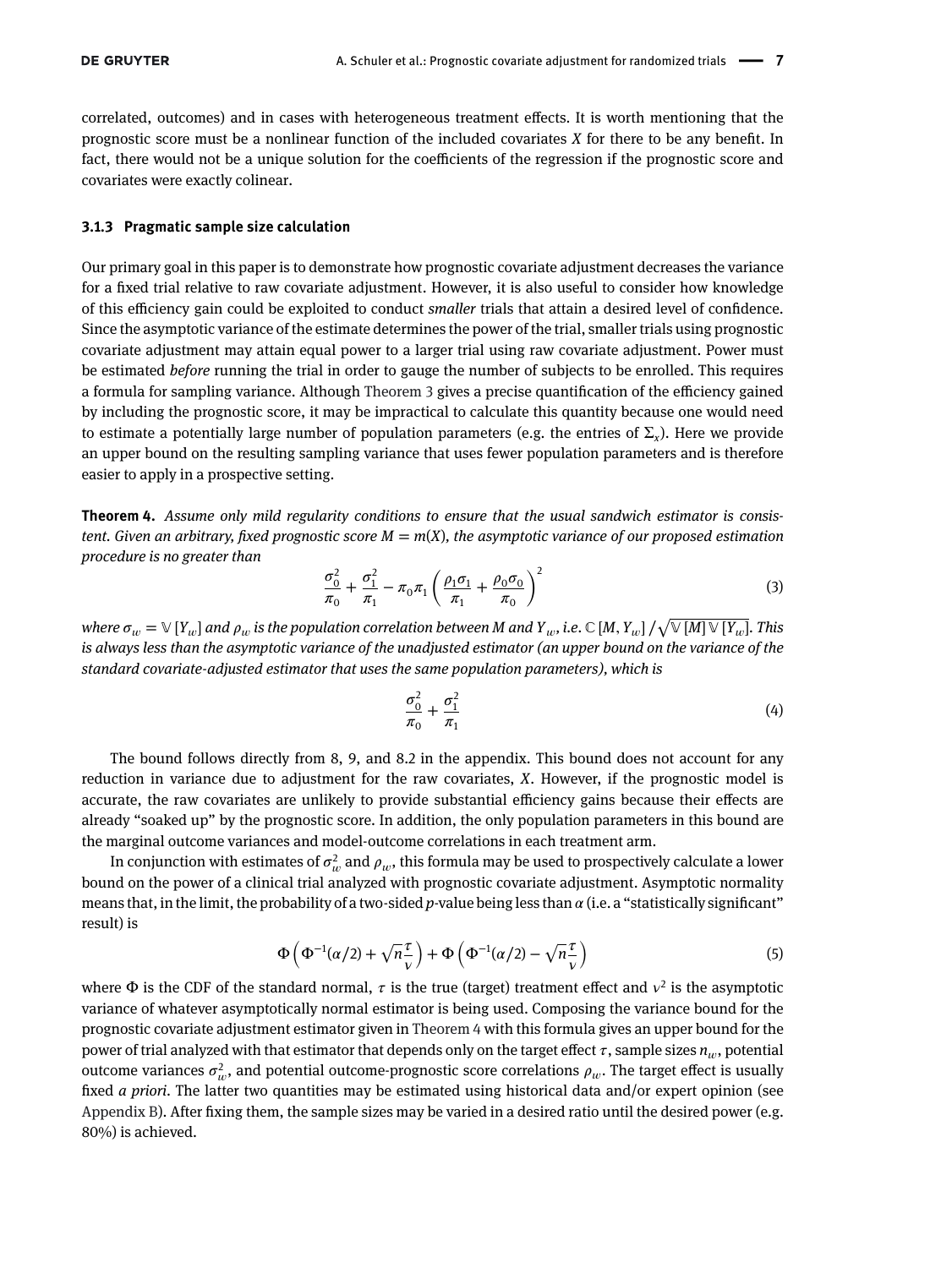correlated, outcomes) and in cases with heterogeneous treatment effects. It is worth mentioning that the prognostic score must be a nonlinear function of the included covariates $X$ for there to be any benefit. In fact, there would not be a unique solution for the coefficients of the regression if the prognostic score and covariates were exactly colinear.

### 3.1.3 Pragmatic sample size calculation

Our primary goal in this paper is to demonstrate how prognostic covariate adjustment decreases the variance for a fixed trial relative to raw covariate adjustment. However, it is also useful to consider how knowledge of this efficiency gain could be exploited to conduct *smaller* trials that attain a desired level of confidence. Since the asymptotic variance of the estimate determines the power of the trial, smaller trials using prognostic covariate adjustment may attain equal power to a larger trial using raw covariate adjustment. Power must be estimated *before* running the trial in order to gauge the number of subjects to be enrolled. This requires a formula for sampling variance. Although Theorem 3 gives a precise quantification of the efficiency gained by including the prognostic score, it may be impractical to calculate this quantity because one would need to estimate a potentially large number of population parameters (e.g. the entries of $\Sigma_x$). Here we provide an upper bound on the resulting sampling variance that uses fewer population parameters and is therefore easier to apply in a prospective setting.

**Theorem 4.** *Assume only mild regularity conditions to ensure that the usual sandwich estimator is consistent. Given an arbitrary, fixed prognostic score $M = m(X)$, the asymptotic variance of our proposed estimation procedure is no greater than*

$$\frac{\sigma_0^2}{\pi_0} + \frac{\sigma_1^2}{\pi_1} - \pi_0\pi_1\left(\frac{\rho_1\sigma_1}{\pi_1} + \frac{\rho_0\sigma_0}{\pi_0}\right)^2 \tag{3}$$

*where $\sigma_w = \mathbb{V}[Y_w]$ and $\rho_w$ is the population correlation between $M$ and $Y_w$, i.e. $\mathbb{C}[M, Y_w] / \sqrt{\mathbb{V}[M]\,\mathbb{V}[Y_w]}$. This is always less than the asymptotic variance of the unadjusted estimator (an upper bound on the variance of the standard covariate-adjusted estimator that uses the same population parameters), which is*

$$\frac{\sigma_0^2}{\pi_0} + \frac{\sigma_1^2}{\pi_1} \tag{4}$$

The bound follows directly from 8, 9, and 8.2 in the appendix. This bound does not account for any reduction in variance due to adjustment for the raw covariates, $X$. However, if the prognostic model is accurate, the raw covariates are unlikely to provide substantial efficiency gains because their effects are already "soaked up" by the prognostic score. In addition, the only population parameters in this bound are the marginal outcome variances and model-outcome correlations in each treatment arm.

In conjunction with estimates of $\sigma_w^2$ and $\rho_w$, this formula may be used to prospectively calculate a lower bound on the power of a clinical trial analyzed with prognostic covariate adjustment. Asymptotic normality means that, in the limit, the probability of a two-sided $p$-value being less than $\alpha$ (i.e. a "statistically significant" result) is

$$\Phi\left(\Phi^{-1}(\alpha/2) + \sqrt{n}\frac{\tau}{\nu}\right) + \Phi\left(\Phi^{-1}(\alpha/2) - \sqrt{n}\frac{\tau}{\nu}\right) \tag{5}$$

where $\Phi$ is the CDF of the standard normal, $\tau$ is the true (target) treatment effect and $\nu^2$ is the asymptotic variance of whatever asymptotically normal estimator is being used. Composing the variance bound for the prognostic covariate adjustment estimator given in Theorem 4 with this formula gives an upper bound for the power of trial analyzed with that estimator that depends only on the target effect $\tau$, sample sizes $n_w$, potential outcome variances $\sigma_w^2$, and potential outcome-prognostic score correlations $\rho_w$. The target effect is usually fixed *a priori*. The latter two quantities may be estimated using historical data and/or expert opinion (see Appendix B). After fixing them, the sample sizes may be varied in a desired ratio until the desired power (e.g. 80%) is achieved.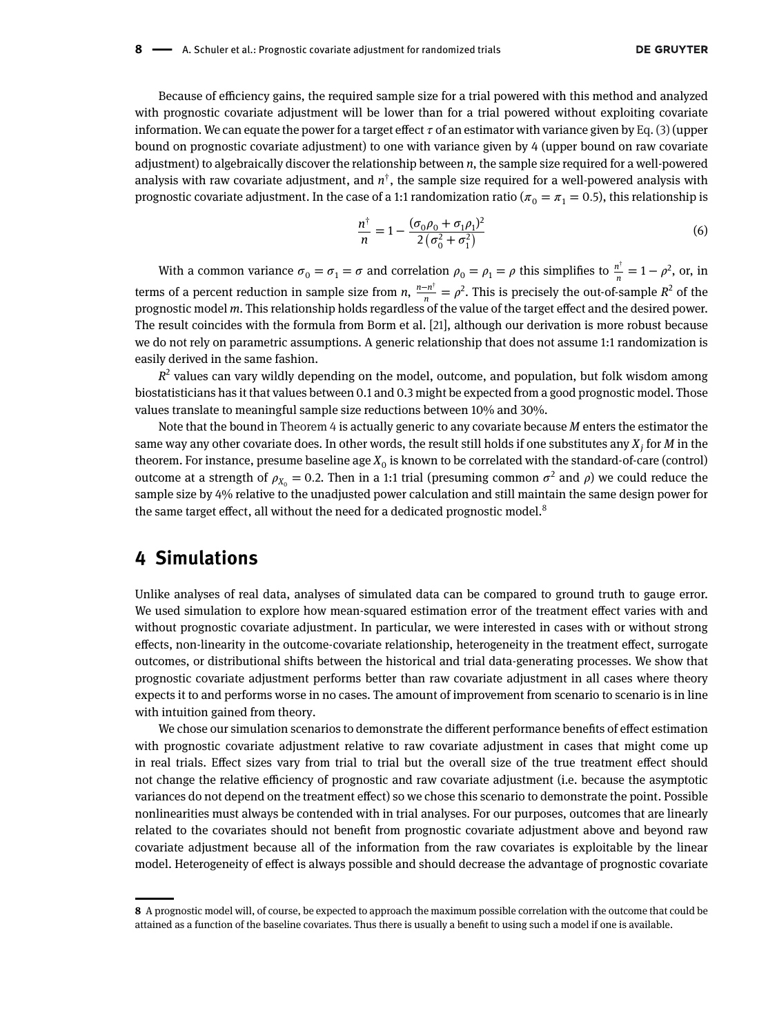Because of efficiency gains, the required sample size for a trial powered with this method and analyzed with prognostic covariate adjustment will be lower than for a trial powered without exploiting covariate information. We can equate the power for a target effect $\tau$ of an estimator with variance given by Eq. (3) (upper bound on prognostic covariate adjustment) to one with variance given by 4 (upper bound on raw covariate adjustment) to algebraically discover the relationship between $n$, the sample size required for a well-powered analysis with raw covariate adjustment, and $n^{\dagger}$, the sample size required for a well-powered analysis with prognostic covariate adjustment. In the case of a 1:1 randomization ratio ($\pi_0 = \pi_1 = 0.5$), this relationship is

$$\frac{n^{\dagger}}{n} = 1 - \frac{(\sigma_0\rho_0 + \sigma_1\rho_1)^2}{2\left(\sigma_0^2 + \sigma_1^2\right)} \tag{6}$$

With a common variance $\sigma_0 = \sigma_1 = \sigma$ and correlation $\rho_0 = \rho_1 = \rho$ this simplifies to $\frac{n^{\dagger}}{n} = 1 - \rho^2$, or, in terms of a percent reduction in sample size from $n$, $\frac{n-n^{\dagger}}{n} = \rho^2$. This is precisely the out-of-sample $R^2$ of the prognostic model $m$. This relationship holds regardless of the value of the target effect and the desired power. The result coincides with the formula from Borm et al. [21], although our derivation is more robust because we do not rely on parametric assumptions. A generic relationship that does not assume 1:1 randomization is easily derived in the same fashion.

$R^2$ values can vary wildly depending on the model, outcome, and population, but folk wisdom among biostatisticians has it that values between 0.1 and 0.3 might be expected from a good prognostic model. Those values translate to meaningful sample size reductions between 10% and 30%.

Note that the bound in Theorem 4 is actually generic to any covariate because $M$ enters the estimator the same way any other covariate does. In other words, the result still holds if one substitutes any $X_j$ for $M$ in the theorem. For instance, presume baseline age $X_0$ is known to be correlated with the standard-of-care (control) outcome at a strength of $\rho_{X_0} = 0.2$. Then in a 1:1 trial (presuming common $\sigma^2$ and $\rho$) we could reduce the sample size by 4% relative to the unadjusted power calculation and still maintain the same design power for the same target effect, all without the need for a dedicated prognostic model.[8]

## 4 Simulations

Unlike analyses of real data, analyses of simulated data can be compared to ground truth to gauge error. We used simulation to explore how mean-squared estimation error of the treatment effect varies with and without prognostic covariate adjustment. In particular, we were interested in cases with or without strong effects, non-linearity in the outcome-covariate relationship, heterogeneity in the treatment effect, surrogate outcomes, or distributional shifts between the historical and trial data-generating processes. We show that prognostic covariate adjustment performs better than raw covariate adjustment in all cases where theory expects it to and performs worse in no cases. The amount of improvement from scenario to scenario is in line with intuition gained from theory.

We chose our simulation scenarios to demonstrate the different performance benefits of effect estimation with prognostic covariate adjustment relative to raw covariate adjustment in cases that might come up in real trials. Effect sizes vary from trial to trial but the overall size of the true treatment effect should not change the relative efficiency of prognostic and raw covariate adjustment (i.e. because the asymptotic variances do not depend on the treatment effect) so we chose this scenario to demonstrate the point. Possible nonlinearities must always be contended with in trial analyses. For our purposes, outcomes that are linearly related to the covariates should not benefit from prognostic covariate adjustment above and beyond raw covariate adjustment because all of the information from the raw covariates is exploitable by the linear model. Heterogeneity of effect is always possible and should decrease the advantage of prognostic covariate

---

[8] A prognostic model will, of course, be expected to approach the maximum possible correlation with the outcome that could be attained as a function of the baseline covariates. Thus there is usually a benefit to using such a model if one is available.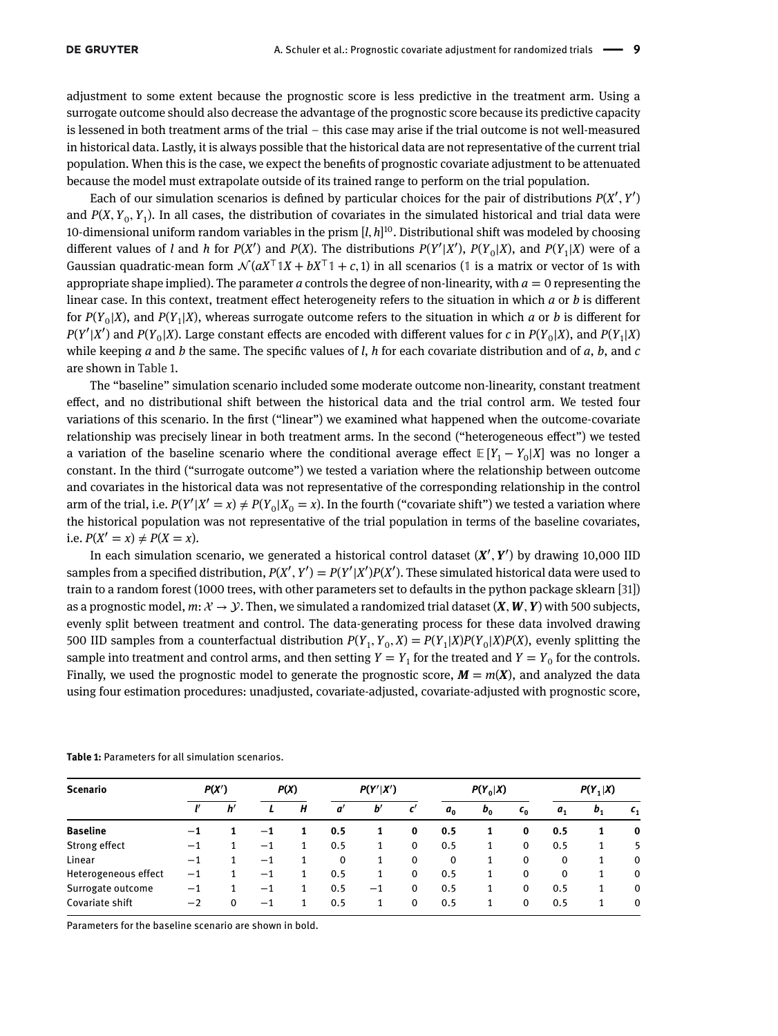adjustment to some extent because the prognostic score is less predictive in the treatment arm. Using a surrogate outcome should also decrease the advantage of the prognostic score because its predictive capacity is lessened in both treatment arms of the trial – this case may arise if the trial outcome is not well-measured in historical data. Lastly, it is always possible that the historical data are not representative of the current trial population. When this is the case, we expect the benefits of prognostic covariate adjustment to be attenuated because the model must extrapolate outside of its trained range to perform on the trial population.

Each of our simulation scenarios is defined by particular choices for the pair of distributions $P(X', Y')$ and $P(X, Y_0, Y_1)$. In all cases, the distribution of covariates in the simulated historical and trial data were 10-dimensional uniform random variables in the prism $[l, h]^{10}$. Distributional shift was modeled by choosing different values of $l$ and $h$ for $P(X')$ and $P(X)$. The distributions $P(Y'|X')$, $P(Y_0|X)$, and $P(Y_1|X)$ were of a Gaussian quadratic-mean form $\mathcal{N}(aX^\top \mathbb{1} X + bX^\top \mathbb{1} + c, 1)$ in all scenarios ($\mathbb{1}$ is a matrix or vector of 1s with appropriate shape implied). The parameter $a$ controls the degree of non-linearity, with $a = 0$ representing the linear case. In this context, treatment effect heterogeneity refers to the situation in which $a$ or $b$ is different for $P(Y_0|X)$, and $P(Y_1|X)$, whereas surrogate outcome refers to the situation in which $a$ or $b$ is different for $P(Y'|X')$ and $P(Y_0|X)$. Large constant effects are encoded with different values for $c$ in $P(Y_0|X)$, and $P(Y_1|X)$ while keeping $a$ and $b$ the same. The specific values of $l$, $h$ for each covariate distribution and of $a$, $b$, and $c$ are shown in Table 1.

The "baseline" simulation scenario included some moderate outcome non-linearity, constant treatment effect, and no distributional shift between the historical data and the trial control arm. We tested four variations of this scenario. In the first ("linear") we examined what happened when the outcome-covariate relationship was precisely linear in both treatment arms. In the second ("heterogeneous effect") we tested a variation of the baseline scenario where the conditional average effect $\mathbb{E}[Y_1 - Y_0|X]$ was no longer a constant. In the third ("surrogate outcome") we tested a variation where the relationship between outcome and covariates in the historical data was not representative of the corresponding relationship in the control arm of the trial, i.e. $P(Y'|X' = x) \neq P(Y_0|X_0 = x)$. In the fourth ("covariate shift") we tested a variation where the historical population was not representative of the trial population in terms of the baseline covariates, i.e. $P(X' = x) \neq P(X = x)$.

In each simulation scenario, we generated a historical control dataset $(\boldsymbol{X}', \boldsymbol{Y}')$ by drawing 10,000 IID samples from a specified distribution, $P(X', Y') = P(Y'|X')P(X')$. These simulated historical data were used to train to a random forest (1000 trees, with other parameters set to defaults in the python package sklearn [31]) as a prognostic model, $m: \mathcal{X} \rightarrow \mathcal{Y}$. Then, we simulated a randomized trial dataset $(\boldsymbol{X}, \boldsymbol{W}, \boldsymbol{Y})$ with 500 subjects, evenly split between treatment and control. The data-generating process for these data involved drawing 500 IID samples from a counterfactual distribution $P(Y_1, Y_0, X) = P(Y_1|X)P(Y_0|X)P(X)$, evenly splitting the sample into treatment and control arms, and then setting $Y = Y_1$ for the treated and $Y = Y_0$ for the controls. Finally, we used the prognostic model to generate the prognostic score, $\boldsymbol{M} = m(\boldsymbol{X})$, and analyzed the data using four estimation procedures: unadjusted, covariate-adjusted, covariate-adjusted with prognostic score,

**Table 1:** Parameters for all simulation scenarios.

| Scenario | $P(X')$ | | $P(X)$ | | $P(Y'\|X')$ | | | $P(Y_0\|X)$ | | | $P(Y_1\|X)$ | | |
|---|---|---|---|---|---|---|---|---|---|---|---|---|---|
| | $l'$ | $h'$ | $L$ | $H$ | $a'$ | $b'$ | $c'$ | $a_0$ | $b_0$ | $c_0$ | $a_1$ | $b_1$ | $c_1$ |
| **Baseline** | **−1** | **1** | **−1** | **1** | **0.5** | **1** | **0** | **0.5** | **1** | **0** | **0.5** | **1** | **0** |
| Strong effect | −1 | 1 | −1 | 1 | 0.5 | 1 | 0 | 0.5 | 1 | 0 | 0.5 | 1 | 5 |
| Linear | −1 | 1 | −1 | 1 | 0 | 1 | 0 | 0 | 1 | 0 | 0 | 1 | 0 |
| Heterogeneous effect | −1 | 1 | −1 | 1 | 0.5 | 1 | 0 | 0.5 | 1 | 0 | 0 | 1 | 0 |
| Surrogate outcome | −1 | 1 | −1 | 1 | 0.5 | −1 | 0 | 0.5 | 1 | 0 | 0.5 | 1 | 0 |
| Covariate shift | −2 | 0 | −1 | 1 | 0.5 | 1 | 0 | 0.5 | 1 | 0 | 0.5 | 1 | 0 |

Parameters for the baseline scenario are shown in bold.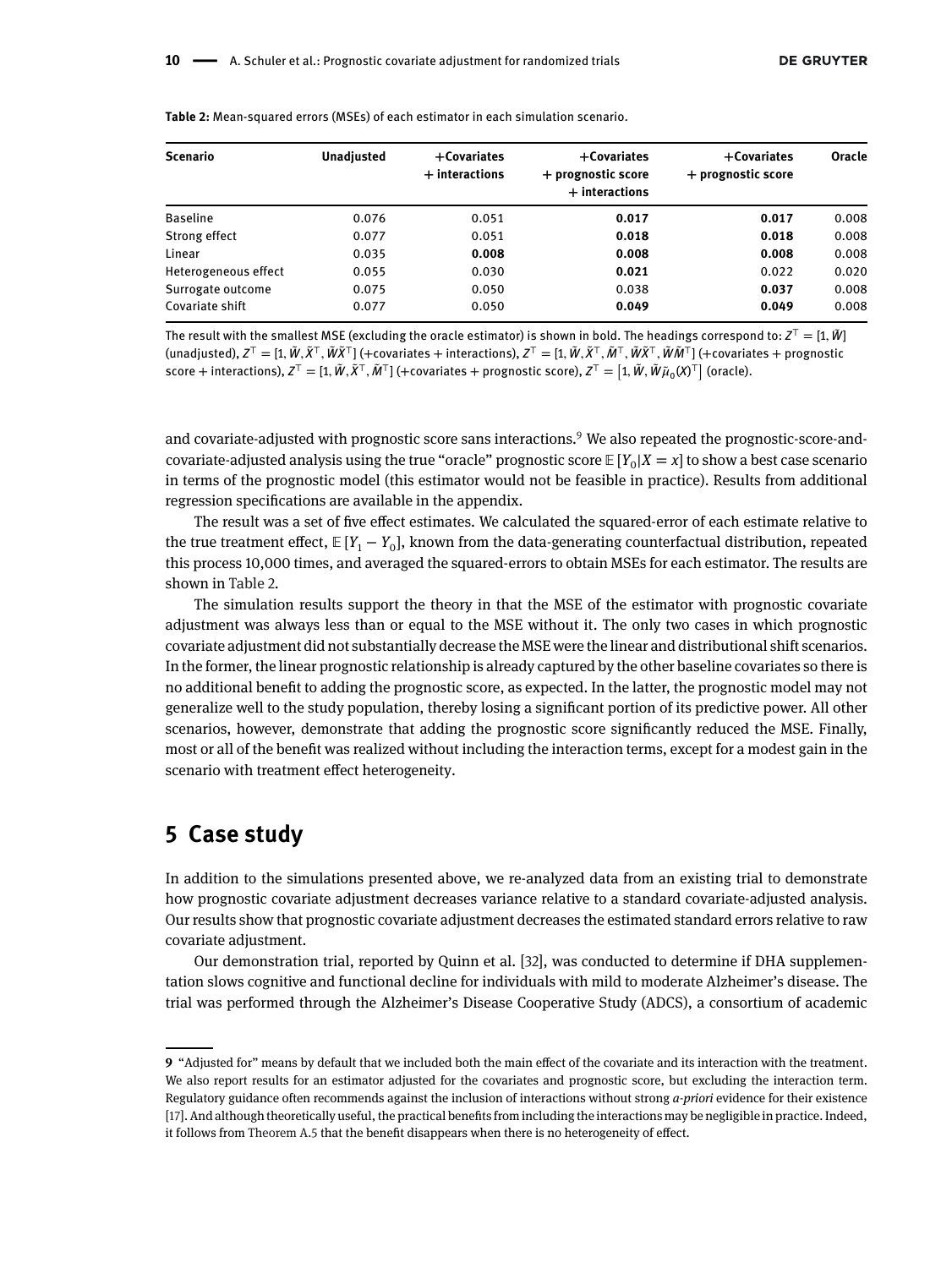**Table 2:** Mean-squared errors (MSEs) of each estimator in each simulation scenario.

| Scenario | Unadjusted | +Covariates + interactions | +Covariates + prognostic score + interactions | +Covariates + prognostic score | Oracle |
|---|---|---|---|---|---|
| Baseline | 0.076 | 0.051 | **0.017** | **0.017** | 0.008 |
| Strong effect | 0.077 | 0.051 | **0.018** | **0.018** | 0.008 |
| Linear | 0.035 | **0.008** | **0.008** | **0.008** | 0.008 |
| Heterogeneous effect | 0.055 | 0.030 | **0.021** | 0.022 | 0.020 |
| Surrogate outcome | 0.075 | 0.050 | 0.038 | **0.037** | 0.008 |
| Covariate shift | 0.077 | 0.050 | **0.049** | **0.049** | 0.008 |

The result with the smallest MSE (excluding the oracle estimator) is shown in bold. The headings correspond to: $Z^\top = [1, \tilde{W}]$ (unadjusted), $Z^\top = [1, \tilde{W}, \tilde{X}^\top, \tilde{W}\tilde{X}^\top]$ (+covariates + interactions), $Z^\top = [1, \tilde{W}, \tilde{X}^\top, \tilde{M}^\top, \tilde{W}\tilde{X}^\top, \tilde{W}\tilde{M}^\top]$ (+covariates + prognostic score + interactions), $Z^\top = [1, \tilde{W}, \tilde{X}^\top, \tilde{M}^\top]$ (+covariates + prognostic score), $Z^\top = \left[1, \tilde{W}, \tilde{W}\tilde{\mu}_0(X)^\top\right]$ (oracle).

and covariate-adjusted with prognostic score sans interactions.[9] We also repeated the prognostic-score-and-covariate-adjusted analysis using the true "oracle" prognostic score $\mathbb{E}[Y_0|X = x]$ to show a best case scenario in terms of the prognostic model (this estimator would not be feasible in practice). Results from additional regression specifications are available in the appendix.

The result was a set of five effect estimates. We calculated the squared-error of each estimate relative to the true treatment effect, $\mathbb{E}[Y_1 - Y_0]$, known from the data-generating counterfactual distribution, repeated this process 10,000 times, and averaged the squared-errors to obtain MSEs for each estimator. The results are shown in Table 2.

The simulation results support the theory in that the MSE of the estimator with prognostic covariate adjustment was always less than or equal to the MSE without it. The only two cases in which prognostic covariate adjustment did not substantially decrease the MSE were the linear and distributional shift scenarios. In the former, the linear prognostic relationship is already captured by the other baseline covariates so there is no additional benefit to adding the prognostic score, as expected. In the latter, the prognostic model may not generalize well to the study population, thereby losing a significant portion of its predictive power. All other scenarios, however, demonstrate that adding the prognostic score significantly reduced the MSE. Finally, most or all of the benefit was realized without including the interaction terms, except for a modest gain in the scenario with treatment effect heterogeneity.

## 5 Case study

In addition to the simulations presented above, we re-analyzed data from an existing trial to demonstrate how prognostic covariate adjustment decreases variance relative to a standard covariate-adjusted analysis. Our results show that prognostic covariate adjustment decreases the estimated standard errors relative to raw covariate adjustment.

Our demonstration trial, reported by Quinn et al. [32], was conducted to determine if DHA supplementation slows cognitive and functional decline for individuals with mild to moderate Alzheimer's disease. The trial was performed through the Alzheimer's Disease Cooperative Study (ADCS), a consortium of academic

[9] "Adjusted for" means by default that we included both the main effect of the covariate and its interaction with the treatment. We also report results for an estimator adjusted for the covariates and prognostic score, but excluding the interaction term. Regulatory guidance often recommends against the inclusion of interactions without strong *a-priori* evidence for their existence [17]. And although theoretically useful, the practical benefits from including the interactions may be negligible in practice. Indeed, it follows from Theorem A.5 that the benefit disappears when there is no heterogeneity of effect.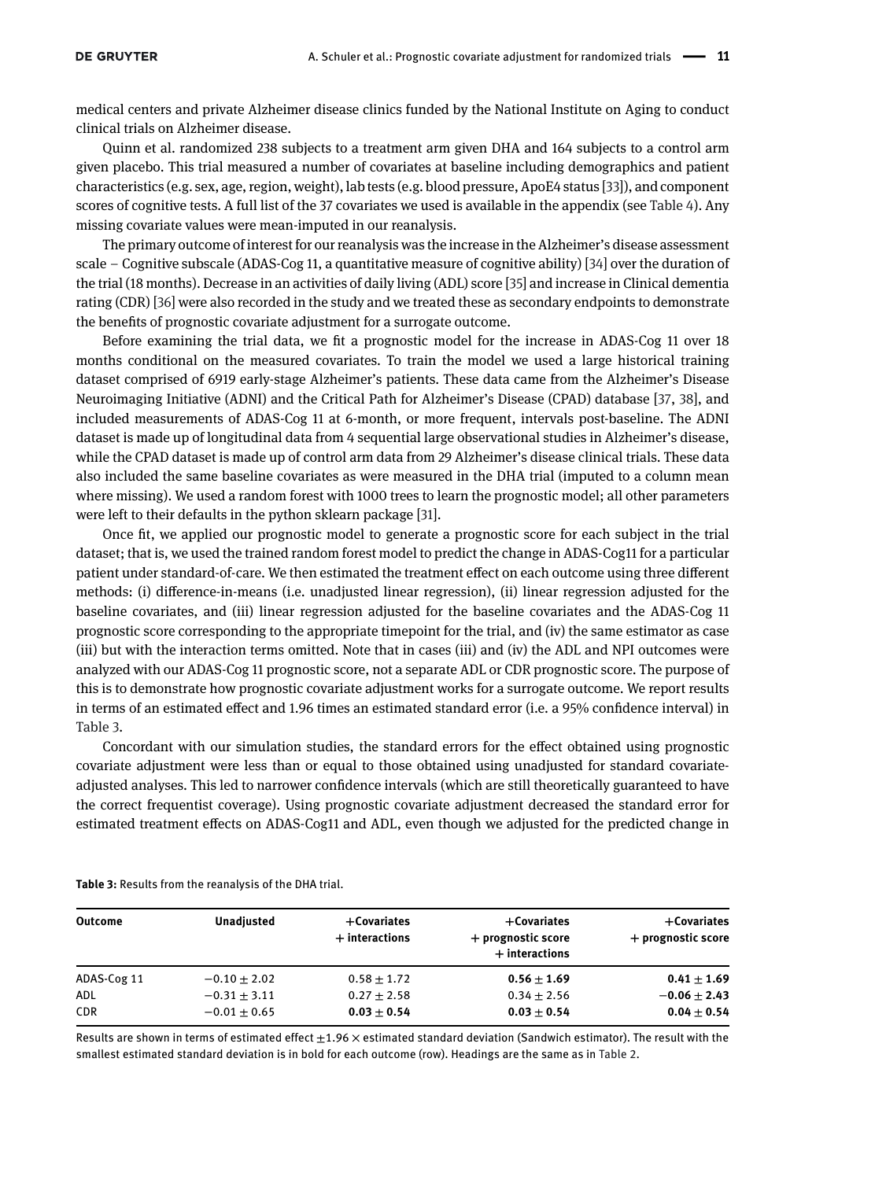medical centers and private Alzheimer disease clinics funded by the National Institute on Aging to conduct clinical trials on Alzheimer disease.

Quinn et al. randomized 238 subjects to a treatment arm given DHA and 164 subjects to a control arm given placebo. This trial measured a number of covariates at baseline including demographics and patient characteristics (e.g. sex, age, region, weight), lab tests (e.g. blood pressure, ApoE4 status [33]), and component scores of cognitive tests. A full list of the 37 covariates we used is available in the appendix (see Table 4). Any missing covariate values were mean-imputed in our reanalysis.

The primary outcome of interest for our reanalysis was the increase in the Alzheimer's disease assessment scale – Cognitive subscale (ADAS-Cog 11, a quantitative measure of cognitive ability) [34] over the duration of the trial (18 months). Decrease in an activities of daily living (ADL) score [35] and increase in Clinical dementia rating (CDR) [36] were also recorded in the study and we treated these as secondary endpoints to demonstrate the benefits of prognostic covariate adjustment for a surrogate outcome.

Before examining the trial data, we fit a prognostic model for the increase in ADAS-Cog 11 over 18 months conditional on the measured covariates. To train the model we used a large historical training dataset comprised of 6919 early-stage Alzheimer's patients. These data came from the Alzheimer's Disease Neuroimaging Initiative (ADNI) and the Critical Path for Alzheimer's Disease (CPAD) database [37, 38], and included measurements of ADAS-Cog 11 at 6-month, or more frequent, intervals post-baseline. The ADNI dataset is made up of longitudinal data from 4 sequential large observational studies in Alzheimer's disease, while the CPAD dataset is made up of control arm data from 29 Alzheimer's disease clinical trials. These data also included the same baseline covariates as were measured in the DHA trial (imputed to a column mean where missing). We used a random forest with 1000 trees to learn the prognostic model; all other parameters were left to their defaults in the python sklearn package [31].

Once fit, we applied our prognostic model to generate a prognostic score for each subject in the trial dataset; that is, we used the trained random forest model to predict the change in ADAS-Cog11 for a particular patient under standard-of-care. We then estimated the treatment effect on each outcome using three different methods: (i) difference-in-means (i.e. unadjusted linear regression), (ii) linear regression adjusted for the baseline covariates, and (iii) linear regression adjusted for the baseline covariates and the ADAS-Cog 11 prognostic score corresponding to the appropriate timepoint for the trial, and (iv) the same estimator as case (iii) but with the interaction terms omitted. Note that in cases (iii) and (iv) the ADL and NPI outcomes were analyzed with our ADAS-Cog 11 prognostic score, not a separate ADL or CDR prognostic score. The purpose of this is to demonstrate how prognostic covariate adjustment works for a surrogate outcome. We report results in terms of an estimated effect and 1.96 times an estimated standard error (i.e. a 95% confidence interval) in Table 3.

Concordant with our simulation studies, the standard errors for the effect obtained using prognostic covariate adjustment were less than or equal to those obtained using unadjusted for standard covariate-adjusted analyses. This led to narrower confidence intervals (which are still theoretically guaranteed to have the correct frequentist coverage). Using prognostic covariate adjustment decreased the standard error for estimated treatment effects on ADAS-Cog11 and ADL, even though we adjusted for the predicted change in

**Table 3:** Results from the reanalysis of the DHA trial.

| Outcome | Unadjusted | +Covariates + interactions | +Covariates + prognostic score + interactions | +Covariates + prognostic score |
|---|---|---|---|---|
| ADAS-Cog 11 | $-0.10 \pm 2.02$ | $0.58 \pm 1.72$ | $\mathbf{0.56 \pm 1.69}$ | $\mathbf{0.41 \pm 1.69}$ |
| ADL | $-0.31 \pm 3.11$ | $0.27 \pm 2.58$ | $0.34 \pm 2.56$ | $\mathbf{-0.06 \pm 2.43}$ |
| CDR | $-0.01 \pm 0.65$ | $\mathbf{0.03 \pm 0.54}$ | $\mathbf{0.03 \pm 0.54}$ | $\mathbf{0.04 \pm 0.54}$ |

Results are shown in terms of estimated effect $\pm 1.96 \times$ estimated standard deviation (Sandwich estimator). The result with the smallest estimated standard deviation is in bold for each outcome (row). Headings are the same as in Table 2.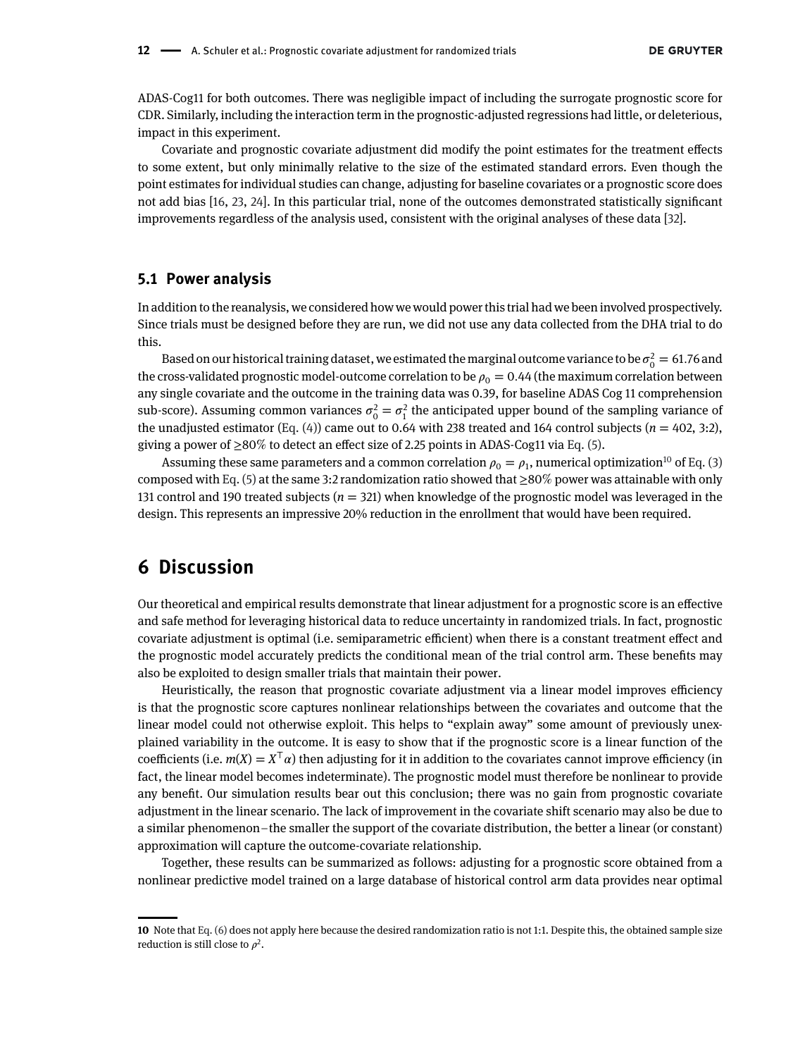ADAS-Cog11 for both outcomes. There was negligible impact of including the surrogate prognostic score for CDR. Similarly, including the interaction term in the prognostic-adjusted regressions had little, or deleterious, impact in this experiment.

Covariate and prognostic covariate adjustment did modify the point estimates for the treatment effects to some extent, but only minimally relative to the size of the estimated standard errors. Even though the point estimates for individual studies can change, adjusting for baseline covariates or a prognostic score does not add bias [16, 23, 24]. In this particular trial, none of the outcomes demonstrated statistically significant improvements regardless of the analysis used, consistent with the original analyses of these data [32].

### 5.1 Power analysis

In addition to the reanalysis, we considered how we would power this trial had we been involved prospectively. Since trials must be designed before they are run, we did not use any data collected from the DHA trial to do this.

Based on our historical training dataset, we estimated the marginal outcome variance to be $\sigma_0^2 = 61.76$ and the cross-validated prognostic model-outcome correlation to be $\rho_0 = 0.44$ (the maximum correlation between any single covariate and the outcome in the training data was 0.39, for baseline ADAS Cog 11 comprehension sub-score). Assuming common variances $\sigma_0^2 = \sigma_1^2$ the anticipated upper bound of the sampling variance of the unadjusted estimator (Eq. (4)) came out to 0.64 with 238 treated and 164 control subjects ($n = 402$, 3:2), giving a power of $\geq$80% to detect an effect size of 2.25 points in ADAS-Cog11 via Eq. (5).

Assuming these same parameters and a common correlation $\rho_0 = \rho_1$, numerical optimization[10] of Eq. (3) composed with Eq. (5) at the same 3:2 randomization ratio showed that $\geq$80% power was attainable with only 131 control and 190 treated subjects ($n = 321$) when knowledge of the prognostic model was leveraged in the design. This represents an impressive 20% reduction in the enrollment that would have been required.

## 6 Discussion

Our theoretical and empirical results demonstrate that linear adjustment for a prognostic score is an effective and safe method for leveraging historical data to reduce uncertainty in randomized trials. In fact, prognostic covariate adjustment is optimal (i.e. semiparametric efficient) when there is a constant treatment effect and the prognostic model accurately predicts the conditional mean of the trial control arm. These benefits may also be exploited to design smaller trials that maintain their power.

Heuristically, the reason that prognostic covariate adjustment via a linear model improves efficiency is that the prognostic score captures nonlinear relationships between the covariates and outcome that the linear model could not otherwise exploit. This helps to "explain away" some amount of previously unexplained variability in the outcome. It is easy to show that if the prognostic score is a linear function of the coefficients (i.e. $m(X) = X^\top \alpha$) then adjusting for it in addition to the covariates cannot improve efficiency (in fact, the linear model becomes indeterminate). The prognostic model must therefore be nonlinear to provide any benefit. Our simulation results bear out this conclusion; there was no gain from prognostic covariate adjustment in the linear scenario. The lack of improvement in the covariate shift scenario may also be due to a similar phenomenon – the smaller the support of the covariate distribution, the better a linear (or constant) approximation will capture the outcome-covariate relationship.

Together, these results can be summarized as follows: adjusting for a prognostic score obtained from a nonlinear predictive model trained on a large database of historical control arm data provides near optimal

[10] Note that Eq. (6) does not apply here because the desired randomization ratio is not 1:1. Despite this, the obtained sample size reduction is still close to $\rho^2$.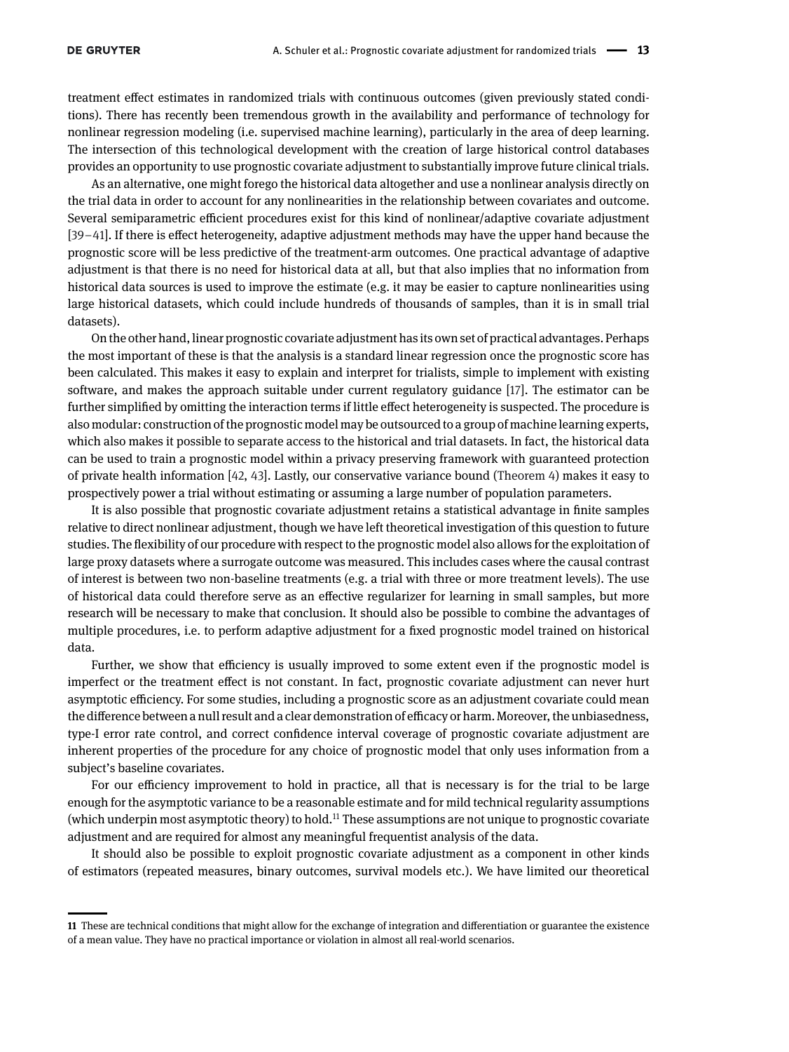treatment effect estimates in randomized trials with continuous outcomes (given previously stated conditions). There has recently been tremendous growth in the availability and performance of technology for nonlinear regression modeling (i.e. supervised machine learning), particularly in the area of deep learning. The intersection of this technological development with the creation of large historical control databases provides an opportunity to use prognostic covariate adjustment to substantially improve future clinical trials.

As an alternative, one might forego the historical data altogether and use a nonlinear analysis directly on the trial data in order to account for any nonlinearities in the relationship between covariates and outcome. Several semiparametric efficient procedures exist for this kind of nonlinear/adaptive covariate adjustment [39–41]. If there is effect heterogeneity, adaptive adjustment methods may have the upper hand because the prognostic score will be less predictive of the treatment-arm outcomes. One practical advantage of adaptive adjustment is that there is no need for historical data at all, but that also implies that no information from historical data sources is used to improve the estimate (e.g. it may be easier to capture nonlinearities using large historical datasets, which could include hundreds of thousands of samples, than it is in small trial datasets).

On the other hand, linear prognostic covariate adjustment has its own set of practical advantages. Perhaps the most important of these is that the analysis is a standard linear regression once the prognostic score has been calculated. This makes it easy to explain and interpret for trialists, simple to implement with existing software, and makes the approach suitable under current regulatory guidance [17]. The estimator can be further simplified by omitting the interaction terms if little effect heterogeneity is suspected. The procedure is also modular: construction of the prognostic model may be outsourced to a group of machine learning experts, which also makes it possible to separate access to the historical and trial datasets. In fact, the historical data can be used to train a prognostic model within a privacy preserving framework with guaranteed protection of private health information [42, 43]. Lastly, our conservative variance bound (Theorem 4) makes it easy to prospectively power a trial without estimating or assuming a large number of population parameters.

It is also possible that prognostic covariate adjustment retains a statistical advantage in finite samples relative to direct nonlinear adjustment, though we have left theoretical investigation of this question to future studies. The flexibility of our procedure with respect to the prognostic model also allows for the exploitation of large proxy datasets where a surrogate outcome was measured. This includes cases where the causal contrast of interest is between two non-baseline treatments (e.g. a trial with three or more treatment levels). The use of historical data could therefore serve as an effective regularizer for learning in small samples, but more research will be necessary to make that conclusion. It should also be possible to combine the advantages of multiple procedures, i.e. to perform adaptive adjustment for a fixed prognostic model trained on historical data.

Further, we show that efficiency is usually improved to some extent even if the prognostic model is imperfect or the treatment effect is not constant. In fact, prognostic covariate adjustment can never hurt asymptotic efficiency. For some studies, including a prognostic score as an adjustment covariate could mean the difference between a null result and a clear demonstration of efficacy or harm. Moreover, the unbiasedness, type-I error rate control, and correct confidence interval coverage of prognostic covariate adjustment are inherent properties of the procedure for any choice of prognostic model that only uses information from a subject's baseline covariates.

For our efficiency improvement to hold in practice, all that is necessary is for the trial to be large enough for the asymptotic variance to be a reasonable estimate and for mild technical regularity assumptions (which underpin most asymptotic theory) to hold.[11] These assumptions are not unique to prognostic covariate adjustment and are required for almost any meaningful frequentist analysis of the data.

It should also be possible to exploit prognostic covariate adjustment as a component in other kinds of estimators (repeated measures, binary outcomes, survival models etc.). We have limited our theoretical

---

[11] These are technical conditions that might allow for the exchange of integration and differentiation or guarantee the existence of a mean value. They have no practical importance or violation in almost all real-world scenarios.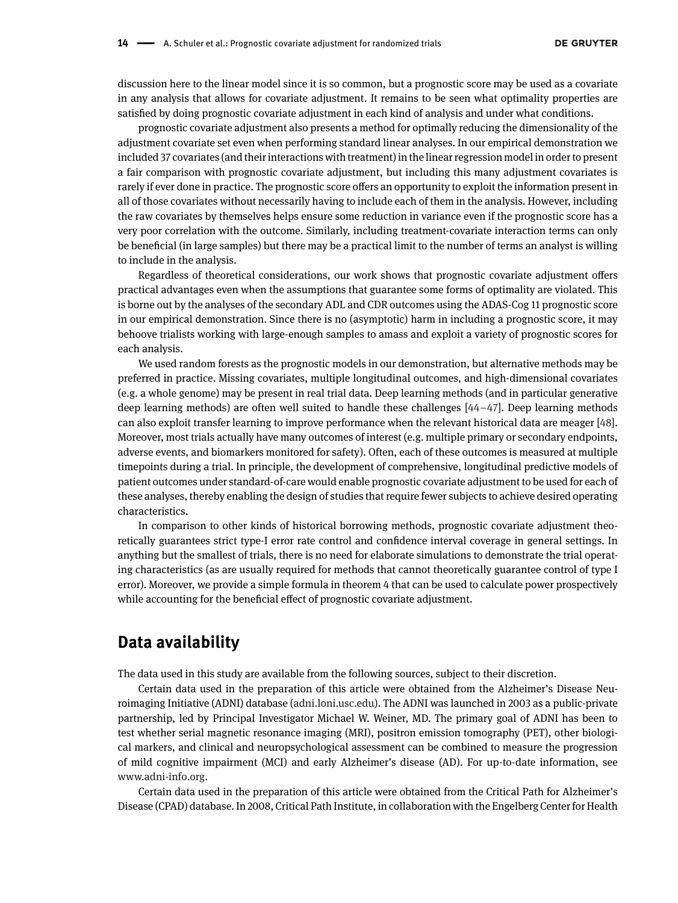discussion here to the linear model since it is so common, but a prognostic score may be used as a covariate in any analysis that allows for covariate adjustment. It remains to be seen what optimality properties are satisfied by doing prognostic covariate adjustment in each kind of analysis and under what conditions.

prognostic covariate adjustment also presents a method for optimally reducing the dimensionality of the adjustment covariate set even when performing standard linear analyses. In our empirical demonstration we included 37 covariates (and their interactions with treatment) in the linear regression model in order to present a fair comparison with prognostic covariate adjustment, but including this many adjustment covariates is rarely if ever done in practice. The prognostic score offers an opportunity to exploit the information present in all of those covariates without necessarily having to include each of them in the analysis. However, including the raw covariates by themselves helps ensure some reduction in variance even if the prognostic score has a very poor correlation with the outcome. Similarly, including treatment-covariate interaction terms can only be beneficial (in large samples) but there may be a practical limit to the number of terms an analyst is willing to include in the analysis.

Regardless of theoretical considerations, our work shows that prognostic covariate adjustment offers practical advantages even when the assumptions that guarantee some forms of optimality are violated. This is borne out by the analyses of the secondary ADL and CDR outcomes using the ADAS-Cog 11 prognostic score in our empirical demonstration. Since there is no (asymptotic) harm in including a prognostic score, it may behoove trialists working with large-enough samples to amass and exploit a variety of prognostic scores for each analysis.

We used random forests as the prognostic models in our demonstration, but alternative methods may be preferred in practice. Missing covariates, multiple longitudinal outcomes, and high-dimensional covariates (e.g. a whole genome) may be present in real trial data. Deep learning methods (and in particular generative deep learning methods) are often well suited to handle these challenges [44–47]. Deep learning methods can also exploit transfer learning to improve performance when the relevant historical data are meager [48]. Moreover, most trials actually have many outcomes of interest (e.g. multiple primary or secondary endpoints, adverse events, and biomarkers monitored for safety). Often, each of these outcomes is measured at multiple timepoints during a trial. In principle, the development of comprehensive, longitudinal predictive models of patient outcomes under standard-of-care would enable prognostic covariate adjustment to be used for each of these analyses, thereby enabling the design of studies that require fewer subjects to achieve desired operating characteristics.

In comparison to other kinds of historical borrowing methods, prognostic covariate adjustment theoretically guarantees strict type-I error rate control and confidence interval coverage in general settings. In anything but the smallest of trials, there is no need for elaborate simulations to demonstrate the trial operating characteristics (as are usually required for methods that cannot theoretically guarantee control of type I error). Moreover, we provide a simple formula in theorem 4 that can be used to calculate power prospectively while accounting for the beneficial effect of prognostic covariate adjustment.

## Data availability

The data used in this study are available from the following sources, subject to their discretion.

Certain data used in the preparation of this article were obtained from the Alzheimer's Disease Neuroimaging Initiative (ADNI) database (adni.loni.usc.edu). The ADNI was launched in 2003 as a public-private partnership, led by Principal Investigator Michael W. Weiner, MD. The primary goal of ADNI has been to test whether serial magnetic resonance imaging (MRI), positron emission tomography (PET), other biological markers, and clinical and neuropsychological assessment can be combined to measure the progression of mild cognitive impairment (MCI) and early Alzheimer's disease (AD). For up-to-date information, see www.adni-info.org.

Certain data used in the preparation of this article were obtained from the Critical Path for Alzheimer's Disease (CPAD) database. In 2008, Critical Path Institute, in collaboration with the Engelberg Center for Health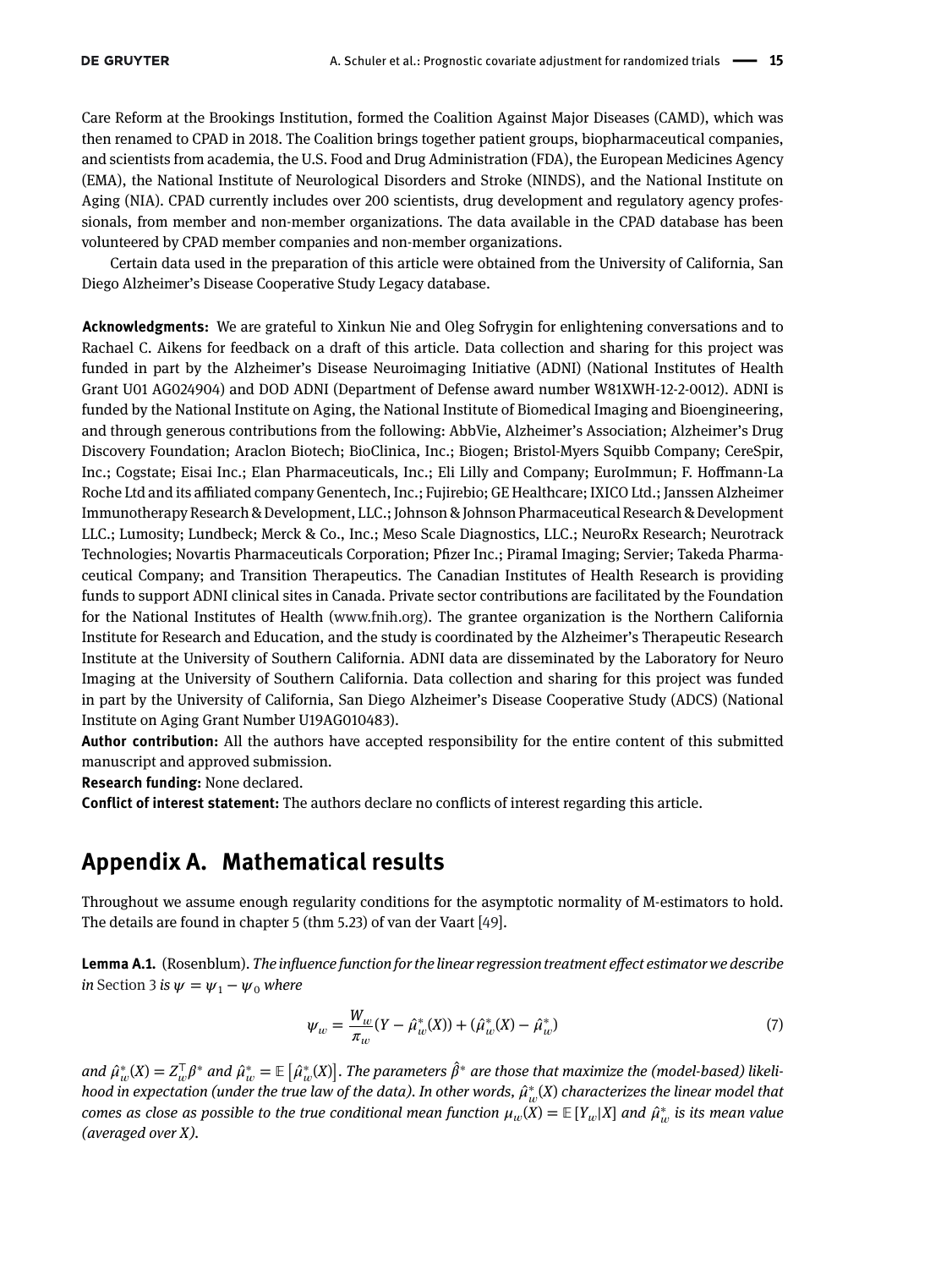Care Reform at the Brookings Institution, formed the Coalition Against Major Diseases (CAMD), which was then renamed to CPAD in 2018. The Coalition brings together patient groups, biopharmaceutical companies, and scientists from academia, the U.S. Food and Drug Administration (FDA), the European Medicines Agency (EMA), the National Institute of Neurological Disorders and Stroke (NINDS), and the National Institute on Aging (NIA). CPAD currently includes over 200 scientists, drug development and regulatory agency professionals, from member and non-member organizations. The data available in the CPAD database has been volunteered by CPAD member companies and non-member organizations.

Certain data used in the preparation of this article were obtained from the University of California, San Diego Alzheimer's Disease Cooperative Study Legacy database.

**Acknowledgments:** We are grateful to Xinkun Nie and Oleg Sofrygin for enlightening conversations and to Rachael C. Aikens for feedback on a draft of this article. Data collection and sharing for this project was funded in part by the Alzheimer's Disease Neuroimaging Initiative (ADNI) (National Institutes of Health Grant U01 AG024904) and DOD ADNI (Department of Defense award number W81XWH-12-2-0012). ADNI is funded by the National Institute on Aging, the National Institute of Biomedical Imaging and Bioengineering, and through generous contributions from the following: AbbVie, Alzheimer's Association; Alzheimer's Drug Discovery Foundation; Araclon Biotech; BioClinica, Inc.; Biogen; Bristol-Myers Squibb Company; CereSpir, Inc.; Cogstate; Eisai Inc.; Elan Pharmaceuticals, Inc.; Eli Lilly and Company; EuroImmun; F. Hoffmann-La Roche Ltd and its affiliated company Genentech, Inc.; Fujirebio; GE Healthcare; IXICO Ltd.; Janssen Alzheimer Immunotherapy Research & Development, LLC.; Johnson & Johnson Pharmaceutical Research & Development LLC.; Lumosity; Lundbeck; Merck & Co., Inc.; Meso Scale Diagnostics, LLC.; NeuroRx Research; Neurotrack Technologies; Novartis Pharmaceuticals Corporation; Pfizer Inc.; Piramal Imaging; Servier; Takeda Pharmaceutical Company; and Transition Therapeutics. The Canadian Institutes of Health Research is providing funds to support ADNI clinical sites in Canada. Private sector contributions are facilitated by the Foundation for the National Institutes of Health (www.fnih.org). The grantee organization is the Northern California Institute for Research and Education, and the study is coordinated by the Alzheimer's Therapeutic Research Institute at the University of Southern California. ADNI data are disseminated by the Laboratory for Neuro Imaging at the University of Southern California. Data collection and sharing for this project was funded in part by the University of California, San Diego Alzheimer's Disease Cooperative Study (ADCS) (National Institute on Aging Grant Number U19AG010483).

**Author contribution:** All the authors have accepted responsibility for the entire content of this submitted manuscript and approved submission.

**Research funding:** None declared.

**Conflict of interest statement:** The authors declare no conflicts of interest regarding this article.

## Appendix A. Mathematical results

Throughout we assume enough regularity conditions for the asymptotic normality of M-estimators to hold. The details are found in chapter 5 (thm 5.23) of van der Vaart [49].

**Lemma A.1.** (Rosenblum). *The influence function for the linear regression treatment effect estimator we describe in* Section 3 *is* $\psi = \psi_1 - \psi_0$ *where*

$$\psi_w = \frac{W_w}{\pi_w}(Y - \hat{\mu}^*_w(X)) + (\hat{\mu}^*_w(X) - \hat{\mu}^*_w) \tag{7}$$

*and* $\hat{\mu}^*_w(X) = Z_w^\top \beta^*$ *and* $\hat{\mu}^*_w = \mathbb{E}\left[\hat{\mu}^*_w(X)\right]$. *The parameters* $\hat{\beta}^*$ *are those that maximize the (model-based) likelihood in expectation (under the true law of the data). In other words,* $\hat{\mu}^*_w(X)$ *characterizes the linear model that comes as close as possible to the true conditional mean function* $\mu_w(X) = \mathbb{E}[Y_w|X]$ *and* $\hat{\mu}^*_w$ *is its mean value (averaged over X).*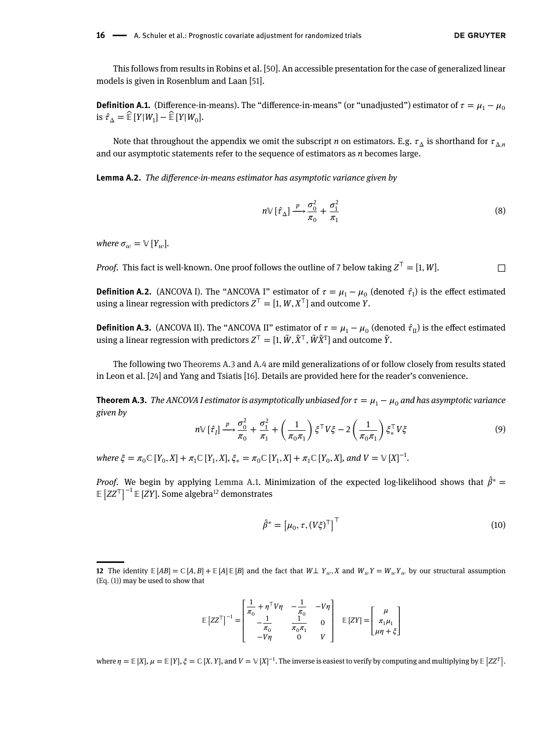This follows from results in Robins et al. [50]. An accessible presentation for the case of generalized linear models is given in Rosenblum and Laan [51].

**Definition A.1.** (Difference-in-means). The "difference-in-means" (or "unadjusted") estimator of $\tau = \mu_1 - \mu_0$ is $\hat{\tau}_\Delta = \hat{\mathbb{E}}[Y|W_1] - \hat{\mathbb{E}}[Y|W_0]$.

Note that throughout the appendix we omit the subscript $n$ on estimators. E.g. $\tau_\Delta$ is shorthand for $\tau_{\Delta,n}$ and our asymptotic statements refer to the sequence of estimators as $n$ becomes large.

**Lemma A.2.** *The difference-in-means estimator has asymptotic variance given by*

$$n\mathbb{V}[\hat{\tau}_\Delta] \xrightarrow{p} \frac{\sigma_0^2}{\pi_0} + \frac{\sigma_1^2}{\pi_1} \tag{8}$$

*where* $\sigma_w = \mathbb{V}[Y_w]$.

*Proof.* This fact is well-known. One proof follows the outline of 7 below taking $Z^\top = [1, W]$. □

**Definition A.2.** (ANCOVA I). The "ANCOVA I" estimator of $\tau = \mu_1 - \mu_0$ (denoted $\hat{\tau}_{\text{I}}$) is the effect estimated using a linear regression with predictors $Z^\top = [1, W, X^\top]$ and outcome $Y$.

**Definition A.3.** (ANCOVA II). The "ANCOVA II" estimator of $\tau = \mu_1 - \mu_0$ (denoted $\hat{\tau}_{\text{II}}$) is the effect estimated using a linear regression with predictors $Z^\top = [1, \tilde{W}, \tilde{X}^\top, \tilde{W}\tilde{X}^{\text{T}}]$ and outcome $\tilde{Y}$.

The following two Theorems A.3 and A.4 are mild generalizations of or follow closely from results stated in Leon et al. [24] and Yang and Tsiatis [16]. Details are provided here for the reader's convenience.

**Theorem A.3.** *The ANCOVA I estimator is asymptotically unbiased for $\tau = \mu_1 - \mu_0$ and has asymptotic variance given by*

$$n\mathbb{V}[\hat{\tau}_I] \xrightarrow{p} \frac{\sigma_0^2}{\pi_0} + \frac{\sigma_1^2}{\pi_1} + \left(\frac{1}{\pi_0\pi_1}\right)\xi^\top V\xi - 2\left(\frac{1}{\pi_0\pi_1}\right)\xi_*^\top V\xi \tag{9}$$

*where* $\xi = \pi_0\mathbb{C}[Y_0, X] + \pi_1\mathbb{C}[Y_1, X]$, $\xi_* = \pi_0\mathbb{C}[Y_1, X] + \pi_1\mathbb{C}[Y_0, X]$, *and* $V = \mathbb{V}[X]^{-1}$.

*Proof.* We begin by applying Lemma A.1. Minimization of the expected log-likelihood shows that $\hat{\beta}^* = \mathbb{E}\left[ZZ^\top\right]^{-1}\mathbb{E}[ZY]$. Some algebra[12] demonstrates

$$\hat{\beta}^* = \left[\mu_0, \tau, (V\xi)^\top\right]^\top \tag{10}$$

---

[12] The identity $\mathbb{E}[AB] = \mathbb{C}[A, B] + \mathbb{E}[A]\mathbb{E}[B]$ and the fact that $W \perp Y_w, X$ and $W_w Y = W_w Y_w$ by our structural assumption (Eq. (1)) may be used to show that

$$\mathbb{E}\left[ZZ^\top\right]^{-1} = \begin{bmatrix} \frac{1}{\pi_0} + \eta^\top V\eta & -\frac{1}{\pi_0} & -V\eta \\ -\frac{1}{\pi_0} & \frac{1}{\pi_0\pi_1} & 0 \\ -V\eta & 0 & V \end{bmatrix} \quad \mathbb{E}[ZY] = \begin{bmatrix} \mu \\ \pi_1\mu_1 \\ \mu\eta + \xi \end{bmatrix}$$

where $\eta = \mathbb{E}[X]$, $\mu = \mathbb{E}[Y]$, $\xi = \mathbb{C}[X, Y]$, and $V = \mathbb{V}[X]^{-1}$. The inverse is easiest to verify by computing and multiplying by $\mathbb{E}\left[ZZ^T\right]$.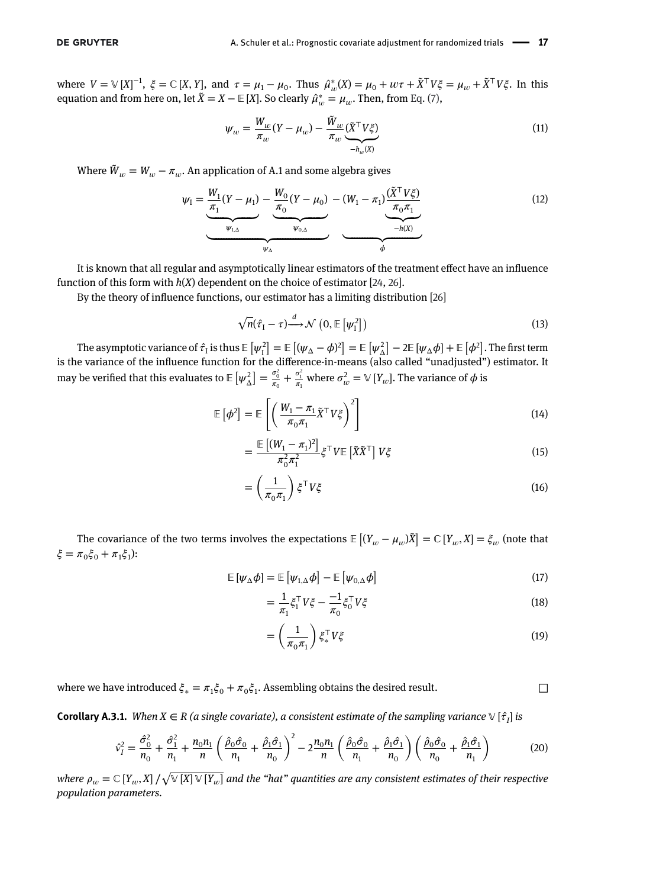where $V = \mathbb{V}[X]^{-1}$, $\xi = \mathbb{C}[X, Y]$, and $\tau = \mu_1 - \mu_0$. Thus $\hat{\mu}^*_w(X) = \mu_0 + w\tau + \tilde{X}^\top V\xi = \mu_w + \tilde{X}^\top V\xi$. In this equation and from here on, let $\tilde{X} = X - \mathbb{E}[X]$. So clearly $\hat{\mu}^*_w = \mu_w$. Then, from Eq. (7),

$$\psi_w = \frac{W_w}{\pi_w}(Y - \mu_w) - \frac{\tilde{W}_w}{\pi_w}\underbrace{(\tilde{X}^\top V\xi)}_{-h_w(X)} \tag{11}$$

Where $\tilde{W}_w = W_w - \pi_w$. An application of A.1 and some algebra gives

$$\psi_\text{I} = \underbrace{\underbrace{\frac{W_1}{\pi_1}(Y - \mu_1)}_{\psi_{1,\Delta}} - \underbrace{\frac{W_0}{\pi_0}(Y - \mu_0)}_{\psi_{0,\Delta}}}_{\psi_\Delta} - \underbrace{(W_1 - \pi_1)\underbrace{\frac{(\tilde{X}^\top V\xi)}{\pi_0\pi_1}}_{-h(X)}}_{\phi} \tag{12}$$

It is known that all regular and asymptotically linear estimators of the treatment effect have an influence function of this form with $h(X)$ dependent on the choice of estimator [24, 26].

By the theory of influence functions, our estimator has a limiting distribution [26]

$$\sqrt{n}(\hat{\tau}_\text{I} - \tau) \xrightarrow{d} \mathcal{N}\left(0, \mathbb{E}\left[\psi_\text{I}^2\right]\right) \tag{13}$$

The asymptotic variance of $\hat{\tau}_\text{I}$ is thus $\mathbb{E}\left[\psi_\text{I}^2\right] = \mathbb{E}\left[(\psi_\Delta - \phi)^2\right] = \mathbb{E}\left[\psi_\Delta^2\right] - 2\mathbb{E}\left[\psi_\Delta\phi\right] + \mathbb{E}\left[\phi^2\right]$. The first term is the variance of the influence function for the difference-in-means (also called "unadjusted") estimator. It may be verified that this evaluates to $\mathbb{E}\left[\psi_\Delta^2\right] = \frac{\sigma_0^2}{\pi_0} + \frac{\sigma_1^2}{\pi_1}$ where $\sigma_w^2 = \mathbb{V}[Y_w]$. The variance of $\phi$ is

$$\mathbb{E}\left[\phi^2\right] = \mathbb{E}\left[\left(\frac{W_1 - \pi_1}{\pi_0\pi_1}\tilde{X}^\top V\xi\right)^2\right] \tag{14}$$

$$= \frac{\mathbb{E}\left[(W_1 - \pi_1)^2\right]}{\pi_0^2\pi_1^2}\xi^\top V\mathbb{E}\left[\tilde{X}\tilde{X}^\top\right]V\xi \tag{15}$$

$$= \left(\frac{1}{\pi_0\pi_1}\right)\xi^\top V\xi \tag{16}$$

The covariance of the two terms involves the expectations $\mathbb{E}\left[(Y_w - \mu_w)\tilde{X}\right] = \mathbb{C}[Y_w, X] = \xi_w$ (note that $\xi = \pi_0\xi_0 + \pi_1\xi_1$):

$$\mathbb{E}\left[\psi_\Delta\phi\right] = \mathbb{E}\left[\psi_{1,\Delta}\phi\right] - \mathbb{E}\left[\psi_{0,\Delta}\phi\right] \tag{17}$$

$$= \frac{1}{\pi_1}\xi_1^\top V\xi - \frac{-1}{\pi_0}\xi_0^\top V\xi \tag{18}$$

$$= \left(\frac{1}{\pi_0\pi_1}\right)\xi_*^\top V\xi \tag{19}$$

where we have introduced $\xi_* = \pi_1\xi_0 + \pi_0\xi_1$. Assembling obtains the desired result. □

**Corollary A.3.1.** *When $X \in R$ (a single covariate), a consistent estimate of the sampling variance $\mathbb{V}[\hat{\tau}_I]$ is*

$$\hat{v}_I^2 = \frac{\hat{\sigma}_0^2}{n_0} + \frac{\hat{\sigma}_1^2}{n_1} + \frac{n_0 n_1}{n}\left(\frac{\hat{\rho}_0\hat{\sigma}_0}{n_1} + \frac{\hat{\rho}_1\hat{\sigma}_1}{n_0}\right)^2 - 2\frac{n_0 n_1}{n}\left(\frac{\hat{\rho}_0\hat{\sigma}_0}{n_1} + \frac{\hat{\rho}_1\hat{\sigma}_1}{n_0}\right)\left(\frac{\hat{\rho}_0\hat{\sigma}_0}{n_0} + \frac{\hat{\rho}_1\hat{\sigma}_1}{n_1}\right) \tag{20}$$

*where $\rho_w = \mathbb{C}[Y_w, X] / \sqrt{\mathbb{V}[X]\mathbb{V}[Y_w]}$ and the "hat" quantities are any consistent estimates of their respective population parameters.*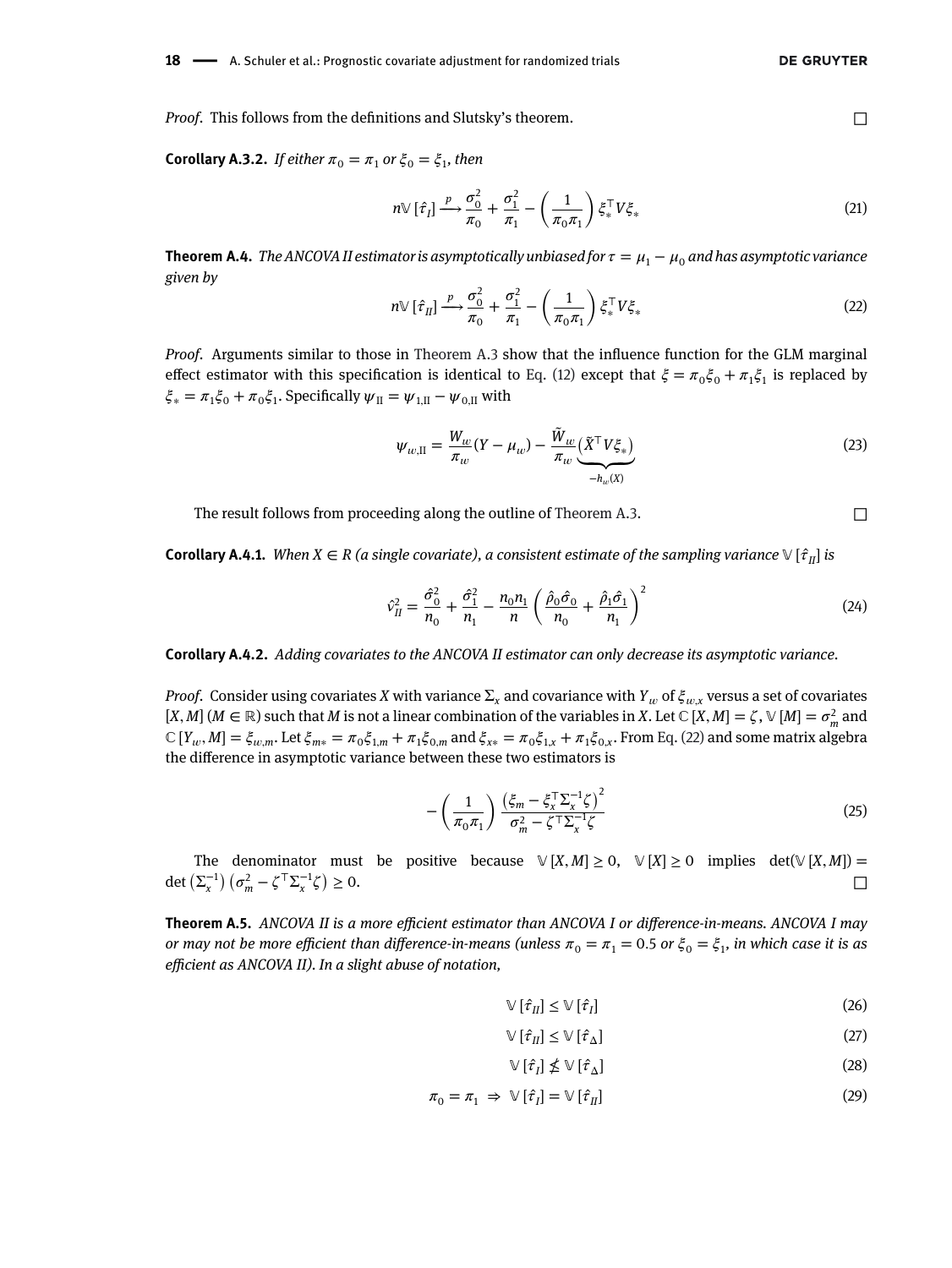*Proof.* This follows from the definitions and Slutsky's theorem. □

**Corollary A.3.2.** *If either $\pi_0 = \pi_1$ or $\xi_0 = \xi_1$, then*

$$n\mathbb{V}[\hat{\tau}_I] \xrightarrow{p} \frac{\sigma_0^2}{\pi_0} + \frac{\sigma_1^2}{\pi_1} - \left(\frac{1}{\pi_0\pi_1}\right)\xi_*^\top V \xi_* \tag{21}$$

**Theorem A.4.** *The ANCOVA II estimator is asymptotically unbiased for $\tau = \mu_1 - \mu_0$ and has asymptotic variance given by*

$$n\mathbb{V}[\hat{\tau}_{II}] \xrightarrow{p} \frac{\sigma_0^2}{\pi_0} + \frac{\sigma_1^2}{\pi_1} - \left(\frac{1}{\pi_0\pi_1}\right)\xi_*^\top V \xi_* \tag{22}$$

*Proof.* Arguments similar to those in Theorem A.3 show that the influence function for the GLM marginal effect estimator with this specification is identical to Eq. (12) except that $\xi = \pi_0\xi_0 + \pi_1\xi_1$ is replaced by $\xi_* = \pi_1\xi_0 + \pi_0\xi_1$. Specifically $\psi_{\text{II}} = \psi_{1,\text{II}} - \psi_{0,\text{II}}$ with

$$\psi_{w,\text{II}} = \frac{W_w}{\pi_w}(Y - \mu_w) - \frac{\tilde{W}_w}{\pi_w}\underbrace{(\tilde{X}^\top V \xi_*)}_{-h_w(X)} \tag{23}$$

The result follows from proceeding along the outline of Theorem A.3. □

**Corollary A.4.1.** *When $X \in R$ (a single covariate), a consistent estimate of the sampling variance $\mathbb{V}[\hat{\tau}_{II}]$ is*

$$\hat{v}_{II}^2 = \frac{\hat{\sigma}_0^2}{n_0} + \frac{\hat{\sigma}_1^2}{n_1} - \frac{n_0 n_1}{n}\left(\frac{\hat{\rho}_0\hat{\sigma}_0}{n_0} + \frac{\hat{\rho}_1\hat{\sigma}_1}{n_1}\right)^2 \tag{24}$$

**Corollary A.4.2.** *Adding covariates to the ANCOVA II estimator can only decrease its asymptotic variance.*

*Proof.* Consider using covariates $X$ with variance $\Sigma_x$ and covariance with $Y_w$ of $\xi_{w,x}$ versus a set of covariates $[X, M]$ ($M \in \mathbb{R}$) such that $M$ is not a linear combination of the variables in $X$. Let $\mathbb{C}[X, M] = \zeta$, $\mathbb{V}[M] = \sigma_m^2$ and $\mathbb{C}[Y_w, M] = \xi_{w,m}$. Let $\xi_{m*} = \pi_0\xi_{1,m} + \pi_1\xi_{0,m}$ and $\xi_{x*} = \pi_0\xi_{1,x} + \pi_1\xi_{0,x}$. From Eq. (22) and some matrix algebra the difference in asymptotic variance between these two estimators is

$$-\left(\frac{1}{\pi_0\pi_1}\right)\frac{\left(\xi_m - \xi_x^\top\Sigma_x^{-1}\zeta\right)^2}{\sigma_m^2 - \zeta^\top\Sigma_x^{-1}\zeta} \tag{25}$$

The denominator must be positive because $\mathbb{V}[X, M] \geq 0$, $\mathbb{V}[X] \geq 0$ implies $\det(\mathbb{V}[X, M]) = \det\left(\Sigma_x^{-1}\right)\left(\sigma_m^2 - \zeta^\top\Sigma_x^{-1}\zeta\right) \geq 0$. □

**Theorem A.5.** *ANCOVA II is a more efficient estimator than ANCOVA I or difference-in-means. ANCOVA I may or may not be more efficient than difference-in-means (unless $\pi_0 = \pi_1 = 0.5$ or $\xi_0 = \xi_1$, in which case it is as efficient as ANCOVA II). In a slight abuse of notation,*

$$\mathbb{V}[\hat{\tau}_{II}] \leq \mathbb{V}[\hat{\tau}_I] \tag{26}$$

$$\mathbb{V}[\hat{\tau}_{II}] \leq \mathbb{V}[\hat{\tau}_\Delta] \tag{27}$$

$$\mathbb{V}[\hat{\tau}_I] \nleq \mathbb{V}[\hat{\tau}_\Delta] \tag{28}$$

$$\pi_0 = \pi_1 \Rightarrow \mathbb{V}[\hat{\tau}_I] = \mathbb{V}[\hat{\tau}_{II}] \tag{29}$$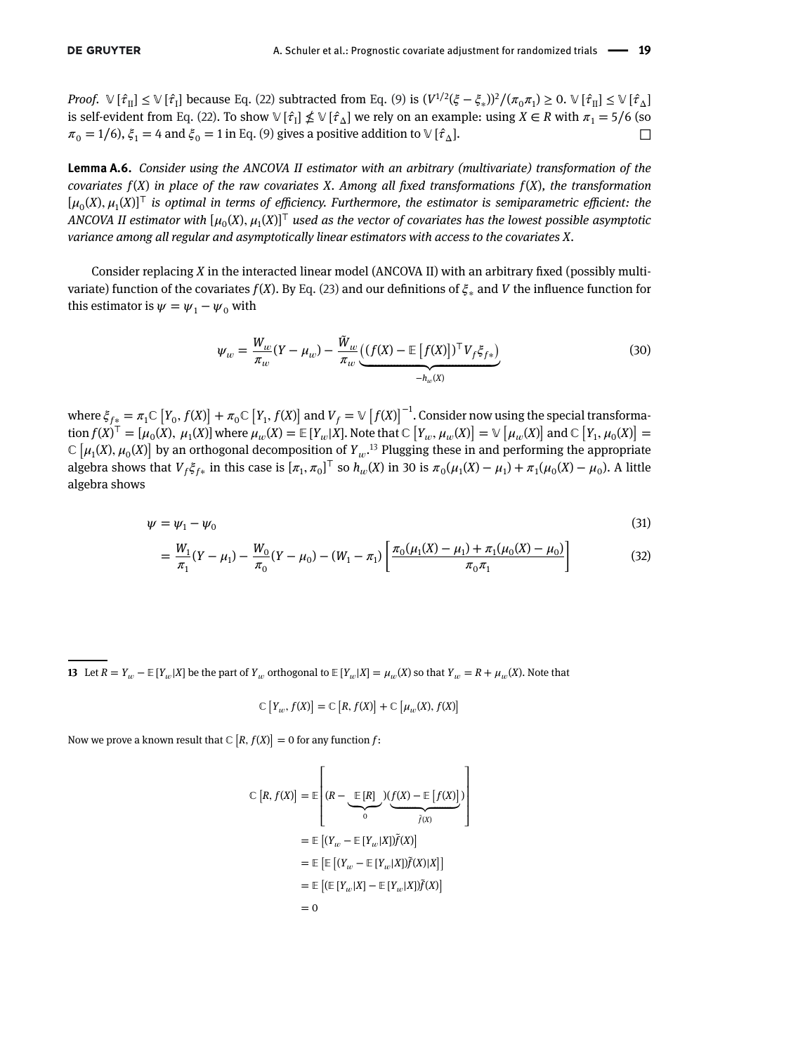*Proof.* $\mathbb{V}[\hat{\tau}_{\text{II}}] \leq \mathbb{V}[\hat{\tau}_{\text{I}}]$ because Eq. (22) subtracted from Eq. (9) is $(V^{1/2}(\xi - \xi_*))^2/(\pi_0\pi_1) \geq 0$. $\mathbb{V}[\hat{\tau}_{\text{II}}] \leq \mathbb{V}[\hat{\tau}_{\Delta}]$ is self-evident from Eq. (22). To show $\mathbb{V}[\hat{\tau}_{\text{I}}] \nleq \mathbb{V}[\hat{\tau}_{\Delta}]$ we rely on an example: using $X \in R$ with $\pi_1 = 5/6$ (so $\pi_0 = 1/6$), $\xi_1 = 4$ and $\xi_0 = 1$ in Eq. (9) gives a positive addition to $\mathbb{V}[\hat{\tau}_{\Delta}]$. $\square$

**Lemma A.6.** *Consider using the ANCOVA II estimator with an arbitrary (multivariate) transformation of the covariates $f(X)$ in place of the raw covariates $X$. Among all fixed transformations $f(X)$, the transformation $[\mu_0(X), \mu_1(X)]^\top$ is optimal in terms of efficiency. Furthermore, the estimator is semiparametric efficient: the ANCOVA II estimator with $[\mu_0(X), \mu_1(X)]^\top$ used as the vector of covariates has the lowest possible asymptotic variance among all regular and asymptotically linear estimators with access to the covariates $X$.*

Consider replacing $X$ in the interacted linear model (ANCOVA II) with an arbitrary fixed (possibly multivariate) function of the covariates $f(X)$. By Eq. (23) and our definitions of $\xi_*$ and $V$ the influence function for this estimator is $\psi = \psi_1 - \psi_0$ with

$$\psi_w = \frac{W_w}{\pi_w}(Y - \mu_w) - \frac{\tilde{W}_w}{\pi_w}\underbrace{\left((f(X) - \mathbb{E}\left[f(X)\right])^\top V_f \xi_{f*}\right)}_{-h_w(X)} \tag{30}$$

where $\xi_{f*} = \pi_1\mathbb{C}\left[Y_0, f(X)\right] + \pi_0\mathbb{C}\left[Y_1, f(X)\right]$ and $V_f = \mathbb{V}\left[f(X)\right]^{-1}$. Consider now using the special transformation $f(X)^\top = [\mu_0(X),\ \mu_1(X)]$ where $\mu_w(X) = \mathbb{E}[Y_w|X]$. Note that $\mathbb{C}\left[Y_w, \mu_w(X)\right] = \mathbb{V}\left[\mu_w(X)\right]$ and $\mathbb{C}\left[Y_1, \mu_0(X)\right] = \mathbb{C}\left[\mu_1(X), \mu_0(X)\right]$ by an orthogonal decomposition of $Y_w$.[13] Plugging these in and performing the appropriate algebra shows that $V_f\xi_{f*}$ in this case is $[\pi_1, \pi_0]^\top$ so $h_w(X)$ in 30 is $\pi_0(\mu_1(X) - \mu_1) + \pi_1(\mu_0(X) - \mu_0)$. A little algebra shows

$$\psi = \psi_1 - \psi_0 \tag{31}$$

$$= \frac{W_1}{\pi_1}(Y - \mu_1) - \frac{W_0}{\pi_0}(Y - \mu_0) - (W_1 - \pi_1)\left[\frac{\pi_0(\mu_1(X) - \mu_1) + \pi_1(\mu_0(X) - \mu_0)}{\pi_0\pi_1}\right] \tag{32}$$

---

[13] Let $R = Y_w - \mathbb{E}[Y_w|X]$ be the part of $Y_w$ orthogonal to $\mathbb{E}[Y_w|X] = \mu_w(X)$ so that $Y_w = R + \mu_w(X)$. Note that

$$\mathbb{C}\left[Y_w, f(X)\right] = \mathbb{C}\left[R, f(X)\right] + \mathbb{C}\left[\mu_w(X), f(X)\right]$$

Now we prove a known result that $\mathbb{C}\left[R, f(X)\right] = 0$ for any function $f$:

$$\begin{aligned}
\mathbb{C}\left[R, f(X)\right] &= \mathbb{E}\left[(R - \underbrace{\mathbb{E}[R]}_{0})\underbrace{(f(X) - \mathbb{E}\left[f(X)\right])}_{\tilde{f}(X)}\right] \\
&= \mathbb{E}\left[(Y_w - \mathbb{E}[Y_w|X])\tilde{f}(X)\right] \\
&= \mathbb{E}\left[\mathbb{E}\left[(Y_w - \mathbb{E}[Y_w|X])\tilde{f}(X)|X\right]\right] \\
&= \mathbb{E}\left[(\mathbb{E}[Y_w|X] - \mathbb{E}[Y_w|X])\tilde{f}(X)\right] \\
&= 0
\end{aligned}$$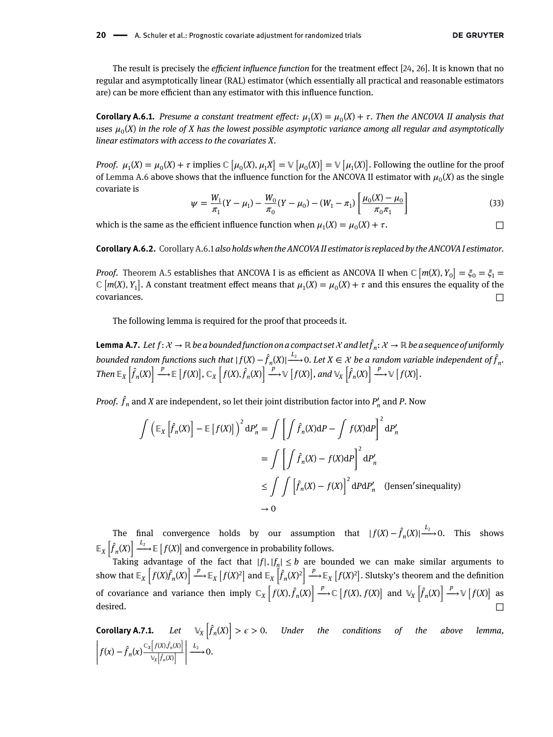The result is precisely the *efficient influence function* for the treatment effect [24, 26]. It is known that no regular and asymptotically linear (RAL) estimator (which essentially all practical and reasonable estimators are) can be more efficient than any estimator with this influence function.

**Corollary A.6.1.** *Presume a constant treatment effect: $\mu_1(X) = \mu_0(X) + \tau$. Then the ANCOVA II analysis that uses $\mu_0(X)$ in the role of $X$ has the lowest possible asymptotic variance among all regular and asymptotically linear estimators with access to the covariates $X$.*

*Proof.* $\mu_1(X) = \mu_0(X) + \tau$ implies $\mathbb{C}\left[\mu_0(X), \mu_1 X\right] = \mathbb{V}\left[\mu_0(X)\right] = \mathbb{V}\left[\mu_1(X)\right]$. Following the outline for the proof of Lemma A.6 above shows that the influence function for the ANCOVA II estimator with $\mu_0(X)$ as the single covariate is

$$\psi = \frac{W_1}{\pi_1}(Y - \mu_1) - \frac{W_0}{\pi_0}(Y - \mu_0) - (W_1 - \pi_1)\left[\frac{\mu_0(X) - \mu_0}{\pi_0 \pi_1}\right] \tag{33}$$

which is the same as the efficient influence function when $\mu_1(X) = \mu_0(X) + \tau$. □

**Corollary A.6.2.** Corollary A.6.1 *also holds when the ANCOVA II estimator is replaced by the ANCOVA I estimator.*

*Proof.* Theorem A.5 establishes that ANCOVA I is as efficient as ANCOVA II when $\mathbb{C}\left[m(X), Y_0\right] = \xi_0 = \xi_1 = \mathbb{C}\left[m(X), Y_1\right]$. A constant treatment effect means that $\mu_1(X) = \mu_0(X) + \tau$ and this ensures the equality of the covariances. □

The following lemma is required for the proof that proceeds it.

**Lemma A.7.** *Let $f: \mathcal{X} \to \mathbb{R}$ be a bounded function on a compact set $\mathcal{X}$ and let $\hat{f}_n: \mathcal{X} \to \mathbb{R}$ be a sequence of uniformly bounded random functions such that $|f(X) - \hat{f}_n(X)| \xrightarrow{L_2} 0$. Let $X \in \mathcal{X}$ be a random variable independent of $\hat{f}_n$. Then $\mathbb{E}_X\left[\hat{f}_n(X)\right] \xrightarrow{p} \mathbb{E}\left[f(X)\right]$, $\mathbb{C}_X\left[f(X), \hat{f}_n(X)\right] \xrightarrow{p} \mathbb{V}\left[f(X)\right]$, and $\mathbb{V}_X\left[\hat{f}_n(X)\right] \xrightarrow{p} \mathbb{V}\left[f(X)\right]$.*

*Proof.* $\hat{f}_n$ and $X$ are independent, so let their joint distribution factor into $P'_n$ and $P$. Now

$$\begin{aligned}
\int \left(\mathbb{E}_X\left[\hat{f}_n(X)\right] - \mathbb{E}\left[f(X)\right]\right)^2 \mathrm{d}P'_n &= \int \left[\int \hat{f}_n(X)\mathrm{d}P - \int f(X)\mathrm{d}P\right]^2 \mathrm{d}P'_n \\
&= \int \left[\int \hat{f}_n(X) - f(X)\mathrm{d}P\right]^2 \mathrm{d}P'_n \\
&\leq \int \int \left[\hat{f}_n(X) - f(X)\right]^2 \mathrm{d}P \mathrm{d}P'_n \quad \text{(Jensen's inequality)} \\
&\to 0
\end{aligned}$$

The final convergence holds by our assumption that $|f(X) - \hat{f}_n(X)| \xrightarrow{L_2} 0$. This shows $\mathbb{E}_X\left[\hat{f}_n(X)\right] \xrightarrow{L_2} \mathbb{E}\left[f(X)\right]$ and convergence in probability follows.

Taking advantage of the fact that $|f|, |f_n| \leq b$ are bounded we can make similar arguments to show that $\mathbb{E}_X\left[f(X)\hat{f}_n(X)\right] \xrightarrow{p} \mathbb{E}_X\left[f(X)^2\right]$ and $\mathbb{E}_X\left[\hat{f}_n(X)^2\right] \xrightarrow{p} \mathbb{E}_X\left[f(X)^2\right]$. Slutsky's theorem and the definition of covariance and variance then imply $\mathbb{C}_X\left[f(X), \hat{f}_n(X)\right] \xrightarrow{p} \mathbb{C}\left[f(X), f(X)\right]$ and $\mathbb{V}_X\left[\hat{f}_n(X)\right] \xrightarrow{p} \mathbb{V}\left[f(X)\right]$ as desired. □

**Corollary A.7.1.** *Let $\mathbb{V}_X\left[\hat{f}_n(X)\right] > \epsilon > 0$. Under the conditions of the above lemma, $\left|f(x) - \hat{f}_n(x)\frac{\mathbb{C}_X\left[f(X), \hat{f}_n(X)\right]}{\mathbb{V}_X\left[\hat{f}_n(X)\right]}\right| \xrightarrow{L_2} 0$.*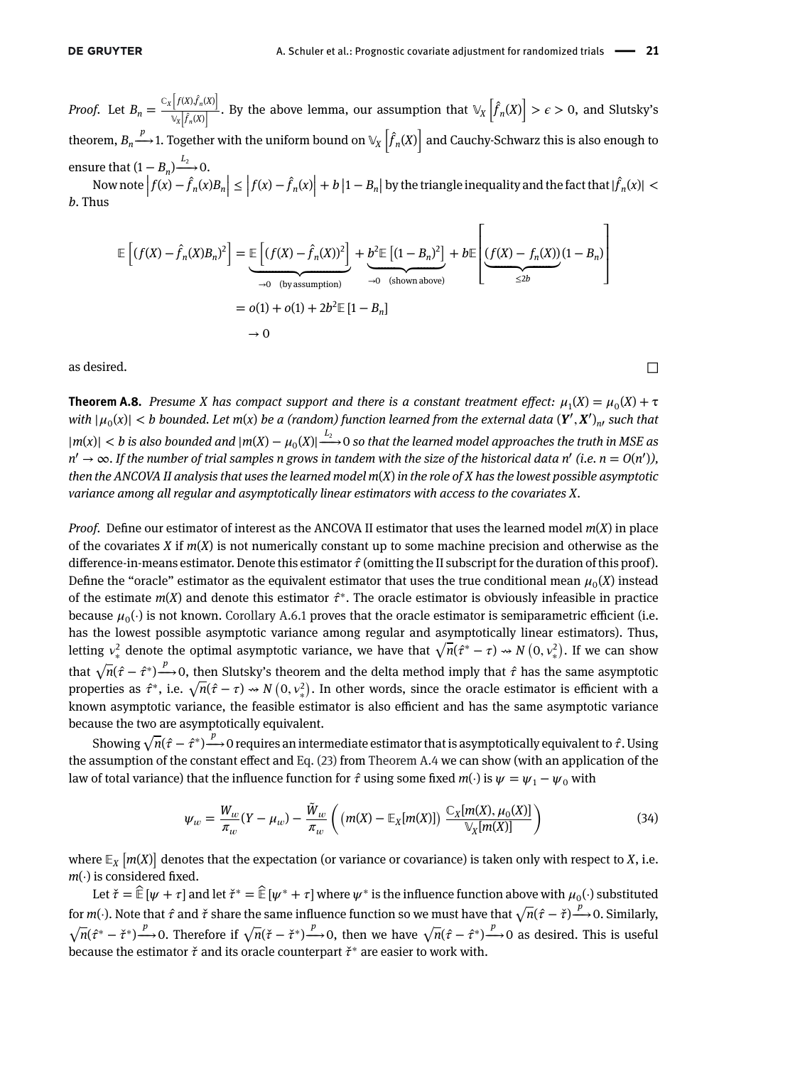*Proof.* Let $B_n = \frac{\mathbb{C}_X\left[f(X), \hat{f}_n(X)\right]}{\mathbb{V}_X\left[\hat{f}_n(X)\right]}$. By the above lemma, our assumption that $\mathbb{V}_X\left[\hat{f}_n(X)\right] > \epsilon > 0$, and Slutsky's theorem, $B_n \xrightarrow{p} 1$. Together with the uniform bound on $\mathbb{V}_X\left[\hat{f}_n(X)\right]$ and Cauchy-Schwarz this is also enough to ensure that $(1 - B_n) \xrightarrow{L_2} 0$.

Now note $\left|f(x) - \hat{f}_n(x)B_n\right| \leq \left|f(x) - \hat{f}_n(x)\right| + b\left|1 - B_n\right|$ by the triangle inequality and the fact that $|\hat{f}_n(x)| < b$. Thus

$$
\begin{aligned}
\mathbb{E}\left[(f(X) - \hat{f}_n(X)B_n)^2\right] &= \underbrace{\mathbb{E}\left[(f(X) - \hat{f}_n(X))^2\right]}_{\to 0 \quad \text{(by assumption)}} + \underbrace{b^2\mathbb{E}\left[(1 - B_n)^2\right]}_{\to 0 \quad \text{(shown above)}} + b\mathbb{E}\left[\underbrace{(f(X) - f_n(X))}_{\leq 2b}(1 - B_n)\right] \\
&= o(1) + o(1) + 2b^2\mathbb{E}\left[1 - B_n\right] \\
&\to 0
\end{aligned}
$$

as desired. □

**Theorem A.8.** *Presume $X$ has compact support and there is a constant treatment effect: $\mu_1(X) = \mu_0(X) + \tau$ with $|\mu_0(x)| < b$ bounded. Let $m(x)$ be a (random) function learned from the external data $(\boldsymbol{Y}', \boldsymbol{X}')_{n'}$ such that $|m(x)| < b$ is also bounded and $|m(X) - \mu_0(X)| \xrightarrow{L_2} 0$ so that the learned model approaches the truth in MSE as $n' \to \infty$. If the number of trial samples $n$ grows in tandem with the size of the historical data $n'$ (i.e. $n = O(n')$), then the ANCOVA II analysis that uses the learned model $m(X)$ in the role of $X$ has the lowest possible asymptotic variance among all regular and asymptotically linear estimators with access to the covariates $X$.*

*Proof.* Define our estimator of interest as the ANCOVA II estimator that uses the learned model $m(X)$ in place of the covariates $X$ if $m(X)$ is not numerically constant up to some machine precision and otherwise as the difference-in-means estimator. Denote this estimator $\hat{\tau}$ (omitting the II subscript for the duration of this proof). Define the "oracle" estimator as the equivalent estimator that uses the true conditional mean $\mu_0(X)$ instead of the estimate $m(X)$ and denote this estimator $\hat{\tau}^*$. The oracle estimator is obviously infeasible in practice because $\mu_0(\cdot)$ is not known. Corollary A.6.1 proves that the oracle estimator is semiparametric efficient (i.e. has the lowest possible asymptotic variance among regular and asymptotically linear estimators). Thus, letting $v_*^2$ denote the optimal asymptotic variance, we have that $\sqrt{n}(\hat{\tau}^* - \tau) \rightsquigarrow N\left(0, v_*^2\right)$. If we can show that $\sqrt{n}(\hat{\tau} - \hat{\tau}^*) \xrightarrow{p} 0$, then Slutsky's theorem and the delta method imply that $\hat{\tau}$ has the same asymptotic properties as $\hat{\tau}^*$, i.e. $\sqrt{n}(\hat{\tau} - \tau) \rightsquigarrow N\left(0, v_*^2\right)$. In other words, since the oracle estimator is efficient with a known asymptotic variance, the feasible estimator is also efficient and has the same asymptotic variance because the two are asymptotically equivalent.

Showing $\sqrt{n}(\hat{\tau} - \hat{\tau}^*) \xrightarrow{p} 0$ requires an intermediate estimator that is asymptotically equivalent to $\hat{\tau}$. Using the assumption of the constant effect and Eq. (23) from Theorem A.4 we can show (with an application of the law of total variance) that the influence function for $\hat{\tau}$ using some fixed $m(\cdot)$ is $\psi = \psi_1 - \psi_0$ with

$$
\psi_w = \frac{W_w}{\pi_w}(Y - \mu_w) - \frac{\tilde{W}_w}{\pi_w}\left(\left(m(X) - \mathbb{E}_X[m(X)]\right)\frac{\mathbb{C}_X[m(X), \mu_0(X)]}{\mathbb{V}_X[m(X)]}\right) \tag{34}
$$

where $\mathbb{E}_X\left[m(X)\right]$ denotes that the expectation (or variance or covariance) is taken only with respect to $X$, i.e. $m(\cdot)$ is considered fixed.

Let $\check{\tau} = \widehat{\mathbb{E}}\left[\psi + \tau\right]$ and let $\check{\tau}^* = \widehat{\mathbb{E}}\left[\psi^* + \tau\right]$ where $\psi^*$ is the influence function above with $\mu_0(\cdot)$ substituted for $m(\cdot)$. Note that $\hat{\tau}$ and $\check{\tau}$ share the same influence function so we must have that $\sqrt{n}(\hat{\tau} - \check{\tau}) \xrightarrow{p} 0$. Similarly, $\sqrt{n}(\hat{\tau}^* - \check{\tau}^*) \xrightarrow{p} 0$. Therefore if $\sqrt{n}(\check{\tau} - \check{\tau}^*) \xrightarrow{p} 0$, then we have $\sqrt{n}(\hat{\tau} - \hat{\tau}^*) \xrightarrow{p} 0$ as desired. This is useful because the estimator $\check{\tau}$ and its oracle counterpart $\check{\tau}^*$ are easier to work with.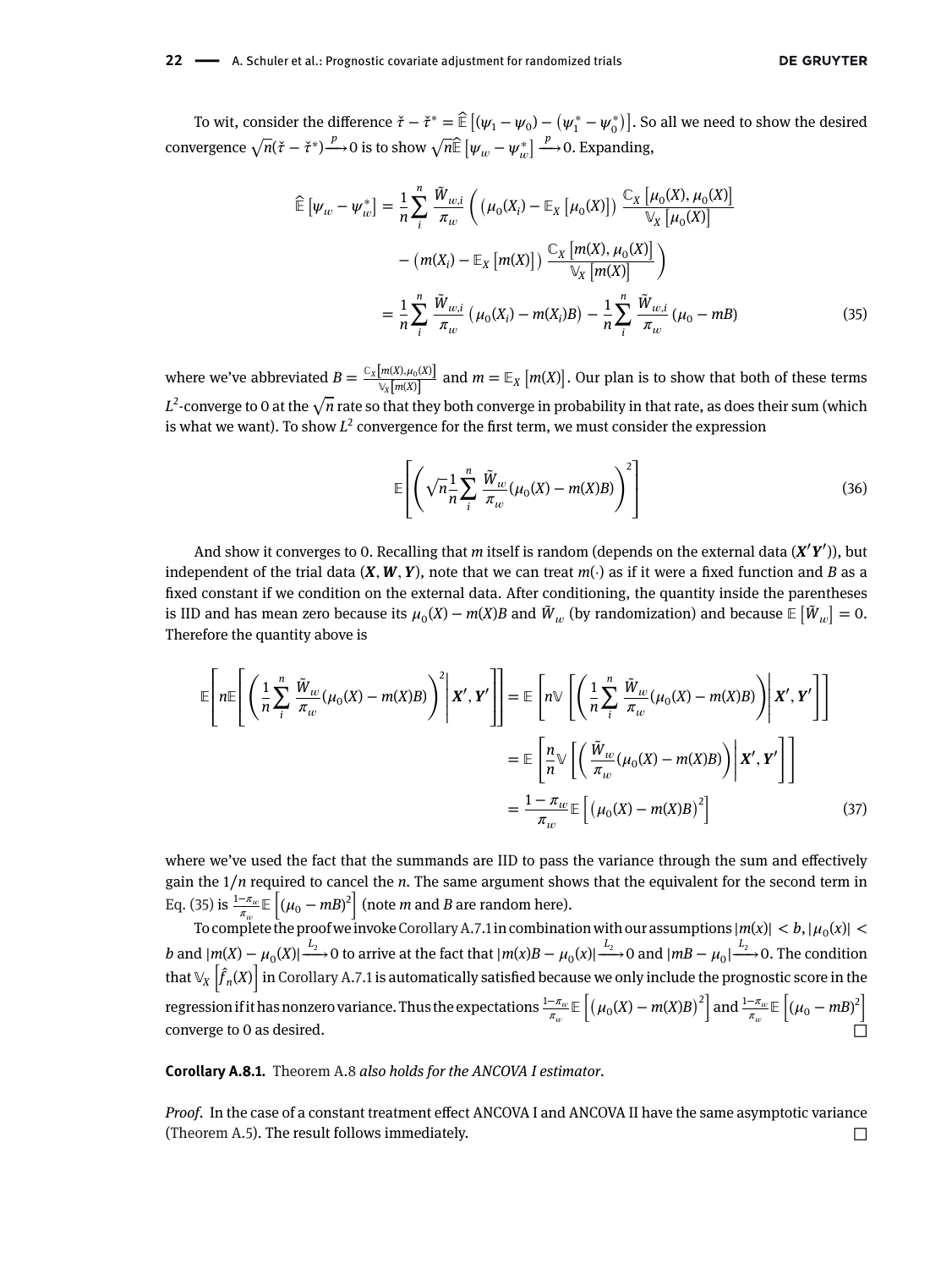To wit, consider the difference $\check{\tau} - \check{\tau}^* = \widehat{\mathbb{E}}\left[(\psi_1 - \psi_0) - (\psi_1^* - \psi_0^*)\right]$. So all we need to show the desired convergence $\sqrt{n}(\check{\tau} - \check{\tau}^*) \xrightarrow{p} 0$ is to show $\sqrt{n}\widehat{\mathbb{E}}\left[\psi_w - \psi_w^*\right] \xrightarrow{p} 0$. Expanding,

$$
\begin{aligned}
\widehat{\mathbb{E}}\left[\psi_w - \psi_w^*\right] &= \frac{1}{n}\sum_i^n \frac{\tilde{W}_{w,i}}{\pi_w}\left( \left(\mu_0(X_i) - \mathbb{E}_X\left[\mu_0(X)\right]\right)\frac{\mathbb{C}_X\left[\mu_0(X), \mu_0(X)\right]}{\mathbb{V}_X\left[\mu_0(X)\right]} \right. \\
&\quad \left. - \left(m(X_i) - \mathbb{E}_X\left[m(X)\right]\right)\frac{\mathbb{C}_X\left[m(X), \mu_0(X)\right]}{\mathbb{V}_X\left[m(X)\right]} \right) \\
&= \frac{1}{n}\sum_i^n \frac{\tilde{W}_{w,i}}{\pi_w}\left(\mu_0(X_i) - m(X_i)B\right) - \frac{1}{n}\sum_i^n \frac{\tilde{W}_{w,i}}{\pi_w}\left(\mu_0 - mB\right)
\end{aligned}
\tag{35}
$$

where we've abbreviated $B = \frac{\mathbb{C}_X\left[m(X), \mu_0(X)\right]}{\mathbb{V}_X\left[m(X)\right]}$ and $m = \mathbb{E}_X\left[m(X)\right]$. Our plan is to show that both of these terms $L^2$-converge to 0 at the $\sqrt{n}$ rate so that they both converge in probability in that rate, as does their sum (which is what we want). To show $L^2$ convergence for the first term, we must consider the expression

$$
\mathbb{E}\left[\left(\sqrt{n}\frac{1}{n}\sum_i^n \frac{\tilde{W}_w}{\pi_w}(\mu_0(X) - m(X)B)\right)^2\right]
\tag{36}
$$

And show it converges to 0. Recalling that $m$ itself is random (depends on the external data $(\boldsymbol{X}'\boldsymbol{Y}')$), but independent of the trial data $(\boldsymbol{X}, \boldsymbol{W}, \boldsymbol{Y})$, note that we can treat $m(\cdot)$ as if it were a fixed function and $B$ as a fixed constant if we condition on the external data. After conditioning, the quantity inside the parentheses is IID and has mean zero because its $\mu_0(X) - m(X)B$ and $\tilde{W}_w$ (by randomization) and because $\mathbb{E}\left[\tilde{W}_w\right] = 0$. Therefore the quantity above is

$$
\begin{aligned}
\mathbb{E}\left[n\mathbb{E}\left[\left(\frac{1}{n}\sum_i^n \frac{\tilde{W}_w}{\pi_w}(\mu_0(X) - m(X)B)\right)^2 \middle| \boldsymbol{X}', \boldsymbol{Y}'\right]\right] &= \mathbb{E}\left[n\mathbb{V}\left[\left(\frac{1}{n}\sum_i^n \frac{\tilde{W}_w}{\pi_w}(\mu_0(X) - m(X)B)\right)\middle| \boldsymbol{X}', \boldsymbol{Y}'\right]\right] \\
&= \mathbb{E}\left[\frac{n}{n}\mathbb{V}\left[\left(\frac{\tilde{W}_w}{\pi_w}(\mu_0(X) - m(X)B)\right)\middle| \boldsymbol{X}', \boldsymbol{Y}'\right]\right] \\
&= \frac{1 - \pi_w}{\pi_w}\mathbb{E}\left[\left(\mu_0(X) - m(X)B\right)^2\right]
\end{aligned}
\tag{37}
$$

where we've used the fact that the summands are IID to pass the variance through the sum and effectively gain the $1/n$ required to cancel the $n$. The same argument shows that the equivalent for the second term in Eq. (35) is $\frac{1-\pi_w}{\pi_w}\mathbb{E}\left[(\mu_0 - mB)^2\right]$ (note $m$ and $B$ are random here).

To complete the proof we invoke Corollary A.7.1 in combination with our assumptions $|m(x)| < b$, $|\mu_0(x)| < b$ and $|m(X) - \mu_0(X)| \xrightarrow{L_2} 0$ to arrive at the fact that $|m(x)B - \mu_0(x)| \xrightarrow{L_2} 0$ and $|mB - \mu_0| \xrightarrow{L_2} 0$. The condition that $\mathbb{V}_X\left[\hat{f}_n(X)\right]$ in Corollary A.7.1 is automatically satisfied because we only include the prognostic score in the regression if it has nonzero variance. Thus the expectations $\frac{1-\pi_w}{\pi_w}\mathbb{E}\left[\left(\mu_0(X) - m(X)B\right)^2\right]$ and $\frac{1-\pi_w}{\pi_w}\mathbb{E}\left[(\mu_0 - mB)^2\right]$ converge to 0 as desired. □

**Corollary A.8.1.** Theorem A.8 *also holds for the ANCOVA I estimator.*

*Proof.* In the case of a constant treatment effect ANCOVA I and ANCOVA II have the same asymptotic variance (Theorem A.5). The result follows immediately. □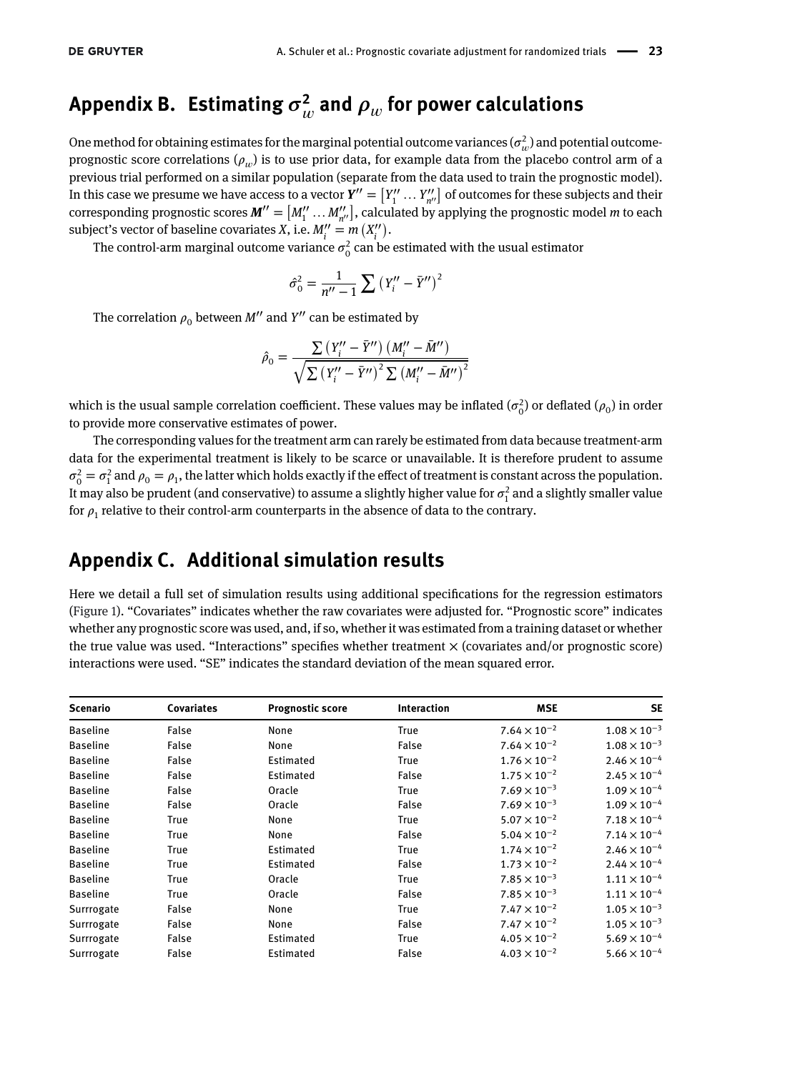## Appendix B. Estimating $\sigma_w^2$ and $\rho_w$ for power calculations

One method for obtaining estimates for the marginal potential outcome variances ($\sigma_w^2$) and potential outcome-prognostic score correlations ($\rho_w$) is to use prior data, for example data from the placebo control arm of a previous trial performed on a similar population (separate from the data used to train the prognostic model). In this case we presume we have access to a vector $\boldsymbol{Y}'' = \left[Y_1'' \dots Y_{n''}''\right]$ of outcomes for these subjects and their corresponding prognostic scores $\boldsymbol{M}'' = \left[M_1'' \dots M_{n''}''\right]$, calculated by applying the prognostic model $m$ to each subject's vector of baseline covariates $X$, i.e. $M_i'' = m\left(X_i''\right)$.

The control-arm marginal outcome variance $\sigma_0^2$ can be estimated with the usual estimator

$$\hat{\sigma}_0^2 = \frac{1}{n'' - 1} \sum \left(Y_i'' - \bar{Y}''\right)^2$$

The correlation $\rho_0$ between $M''$ and $Y''$ can be estimated by

$$\hat{\rho}_0 = \frac{\sum \left(Y_i'' - \bar{Y}''\right)\left(M_i'' - \bar{M}''\right)}{\sqrt{\sum \left(Y_i'' - \bar{Y}''\right)^2 \sum \left(M_i'' - \bar{M}''\right)^2}}$$

which is the usual sample correlation coefficient. These values may be inflated ($\sigma_0^2$) or deflated ($\rho_0$) in order to provide more conservative estimates of power.

The corresponding values for the treatment arm can rarely be estimated from data because treatment-arm data for the experimental treatment is likely to be scarce or unavailable. It is therefore prudent to assume $\sigma_0^2 = \sigma_1^2$ and $\rho_0 = \rho_1$, the latter which holds exactly if the effect of treatment is constant across the population. It may also be prudent (and conservative) to assume a slightly higher value for $\sigma_1^2$ and a slightly smaller value for $\rho_1$ relative to their control-arm counterparts in the absence of data to the contrary.

## Appendix C. Additional simulation results

Here we detail a full set of simulation results using additional specifications for the regression estimators (Figure 1). "Covariates" indicates whether the raw covariates were adjusted for. "Prognostic score" indicates whether any prognostic score was used, and, if so, whether it was estimated from a training dataset or whether the true value was used. "Interactions" specifies whether treatment × (covariates and/or prognostic score) interactions were used. "SE" indicates the standard deviation of the mean squared error.

| Scenario | Covariates | Prognostic score | Interaction | MSE | SE |
|---|---|---|---|---|---|
| Baseline | False | None | True | $7.64 \times 10^{-2}$ | $1.08 \times 10^{-3}$ |
| Baseline | False | None | False | $7.64 \times 10^{-2}$ | $1.08 \times 10^{-3}$ |
| Baseline | False | Estimated | True | $1.76 \times 10^{-2}$ | $2.46 \times 10^{-4}$ |
| Baseline | False | Estimated | False | $1.75 \times 10^{-2}$ | $2.45 \times 10^{-4}$ |
| Baseline | False | Oracle | True | $7.69 \times 10^{-3}$ | $1.09 \times 10^{-4}$ |
| Baseline | False | Oracle | False | $7.69 \times 10^{-3}$ | $1.09 \times 10^{-4}$ |
| Baseline | True | None | True | $5.07 \times 10^{-2}$ | $7.18 \times 10^{-4}$ |
| Baseline | True | None | False | $5.04 \times 10^{-2}$ | $7.14 \times 10^{-4}$ |
| Baseline | True | Estimated | True | $1.74 \times 10^{-2}$ | $2.46 \times 10^{-4}$ |
| Baseline | True | Estimated | False | $1.73 \times 10^{-2}$ | $2.44 \times 10^{-4}$ |
| Baseline | True | Oracle | True | $7.85 \times 10^{-3}$ | $1.11 \times 10^{-4}$ |
| Baseline | True | Oracle | False | $7.85 \times 10^{-3}$ | $1.11 \times 10^{-4}$ |
| Surrrogate | False | None | True | $7.47 \times 10^{-2}$ | $1.05 \times 10^{-3}$ |
| Surrrogate | False | None | False | $7.47 \times 10^{-2}$ | $1.05 \times 10^{-3}$ |
| Surrrogate | False | Estimated | True | $4.05 \times 10^{-2}$ | $5.69 \times 10^{-4}$ |
| Surrrogate | False | Estimated | False | $4.03 \times 10^{-2}$ | $5.66 \times 10^{-4}$ |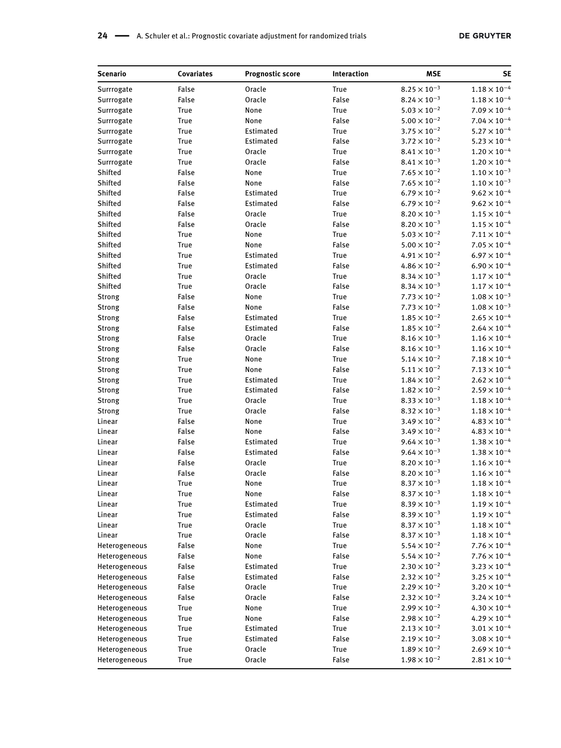| Scenario | Covariates | Prognostic score | Interaction | MSE | SE |
| --- | --- | --- | --- | --- | --- |
| Surrrogate | False | Oracle | True | $8.25 \times 10^{-3}$ | $1.18 \times 10^{-4}$ |
| Surrrogate | False | Oracle | False | $8.24 \times 10^{-3}$ | $1.18 \times 10^{-4}$ |
| Surrrogate | True | None | True | $5.03 \times 10^{-2}$ | $7.09 \times 10^{-4}$ |
| Surrrogate | True | None | False | $5.00 \times 10^{-2}$ | $7.04 \times 10^{-4}$ |
| Surrrogate | True | Estimated | True | $3.75 \times 10^{-2}$ | $5.27 \times 10^{-4}$ |
| Surrrogate | True | Estimated | False | $3.72 \times 10^{-2}$ | $5.23 \times 10^{-4}$ |
| Surrrogate | True | Oracle | True | $8.41 \times 10^{-3}$ | $1.20 \times 10^{-4}$ |
| Surrrogate | True | Oracle | False | $8.41 \times 10^{-3}$ | $1.20 \times 10^{-4}$ |
| Shifted | False | None | True | $7.65 \times 10^{-2}$ | $1.10 \times 10^{-3}$ |
| Shifted | False | None | False | $7.65 \times 10^{-2}$ | $1.10 \times 10^{-3}$ |
| Shifted | False | Estimated | True | $6.79 \times 10^{-2}$ | $9.62 \times 10^{-4}$ |
| Shifted | False | Estimated | False | $6.79 \times 10^{-2}$ | $9.62 \times 10^{-4}$ |
| Shifted | False | Oracle | True | $8.20 \times 10^{-3}$ | $1.15 \times 10^{-4}$ |
| Shifted | False | Oracle | False | $8.20 \times 10^{-3}$ | $1.15 \times 10^{-4}$ |
| Shifted | True | None | True | $5.03 \times 10^{-2}$ | $7.11 \times 10^{-4}$ |
| Shifted | True | None | False | $5.00 \times 10^{-2}$ | $7.05 \times 10^{-4}$ |
| Shifted | True | Estimated | True | $4.91 \times 10^{-2}$ | $6.97 \times 10^{-4}$ |
| Shifted | True | Estimated | False | $4.86 \times 10^{-2}$ | $6.90 \times 10^{-4}$ |
| Shifted | True | Oracle | True | $8.34 \times 10^{-3}$ | $1.17 \times 10^{-4}$ |
| Shifted | True | Oracle | False | $8.34 \times 10^{-3}$ | $1.17 \times 10^{-4}$ |
| Strong | False | None | True | $7.73 \times 10^{-2}$ | $1.08 \times 10^{-3}$ |
| Strong | False | None | False | $7.73 \times 10^{-2}$ | $1.08 \times 10^{-3}$ |
| Strong | False | Estimated | True | $1.85 \times 10^{-2}$ | $2.65 \times 10^{-4}$ |
| Strong | False | Estimated | False | $1.85 \times 10^{-2}$ | $2.64 \times 10^{-4}$ |
| Strong | False | Oracle | True | $8.16 \times 10^{-3}$ | $1.16 \times 10^{-4}$ |
| Strong | False | Oracle | False | $8.16 \times 10^{-3}$ | $1.16 \times 10^{-4}$ |
| Strong | True | None | True | $5.14 \times 10^{-2}$ | $7.18 \times 10^{-4}$ |
| Strong | True | None | False | $5.11 \times 10^{-2}$ | $7.13 \times 10^{-4}$ |
| Strong | True | Estimated | True | $1.84 \times 10^{-2}$ | $2.62 \times 10^{-4}$ |
| Strong | True | Estimated | False | $1.82 \times 10^{-2}$ | $2.59 \times 10^{-4}$ |
| Strong | True | Oracle | True | $8.33 \times 10^{-3}$ | $1.18 \times 10^{-4}$ |
| Strong | True | Oracle | False | $8.32 \times 10^{-3}$ | $1.18 \times 10^{-4}$ |
| Linear | False | None | True | $3.49 \times 10^{-2}$ | $4.83 \times 10^{-4}$ |
| Linear | False | None | False | $3.49 \times 10^{-2}$ | $4.83 \times 10^{-4}$ |
| Linear | False | Estimated | True | $9.64 \times 10^{-3}$ | $1.38 \times 10^{-4}$ |
| Linear | False | Estimated | False | $9.64 \times 10^{-3}$ | $1.38 \times 10^{-4}$ |
| Linear | False | Oracle | True | $8.20 \times 10^{-3}$ | $1.16 \times 10^{-4}$ |
| Linear | False | Oracle | False | $8.20 \times 10^{-3}$ | $1.16 \times 10^{-4}$ |
| Linear | True | None | True | $8.37 \times 10^{-3}$ | $1.18 \times 10^{-4}$ |
| Linear | True | None | False | $8.37 \times 10^{-3}$ | $1.18 \times 10^{-4}$ |
| Linear | True | Estimated | True | $8.39 \times 10^{-3}$ | $1.19 \times 10^{-4}$ |
| Linear | True | Estimated | False | $8.39 \times 10^{-3}$ | $1.19 \times 10^{-4}$ |
| Linear | True | Oracle | True | $8.37 \times 10^{-3}$ | $1.18 \times 10^{-4}$ |
| Linear | True | Oracle | False | $8.37 \times 10^{-3}$ | $1.18 \times 10^{-4}$ |
| Heterogeneous | False | None | True | $5.54 \times 10^{-2}$ | $7.76 \times 10^{-4}$ |
| Heterogeneous | False | None | False | $5.54 \times 10^{-2}$ | $7.76 \times 10^{-4}$ |
| Heterogeneous | False | Estimated | True | $2.30 \times 10^{-2}$ | $3.23 \times 10^{-4}$ |
| Heterogeneous | False | Estimated | False | $2.32 \times 10^{-2}$ | $3.25 \times 10^{-4}$ |
| Heterogeneous | False | Oracle | True | $2.29 \times 10^{-2}$ | $3.20 \times 10^{-4}$ |
| Heterogeneous | False | Oracle | False | $2.32 \times 10^{-2}$ | $3.24 \times 10^{-4}$ |
| Heterogeneous | True | None | True | $2.99 \times 10^{-2}$ | $4.30 \times 10^{-4}$ |
| Heterogeneous | True | None | False | $2.98 \times 10^{-2}$ | $4.29 \times 10^{-4}$ |
| Heterogeneous | True | Estimated | True | $2.13 \times 10^{-2}$ | $3.01 \times 10^{-4}$ |
| Heterogeneous | True | Estimated | False | $2.19 \times 10^{-2}$ | $3.08 \times 10^{-4}$ |
| Heterogeneous | True | Oracle | True | $1.89 \times 10^{-2}$ | $2.69 \times 10^{-4}$ |
| Heterogeneous | True | Oracle | False | $1.98 \times 10^{-2}$ | $2.81 \times 10^{-4}$ |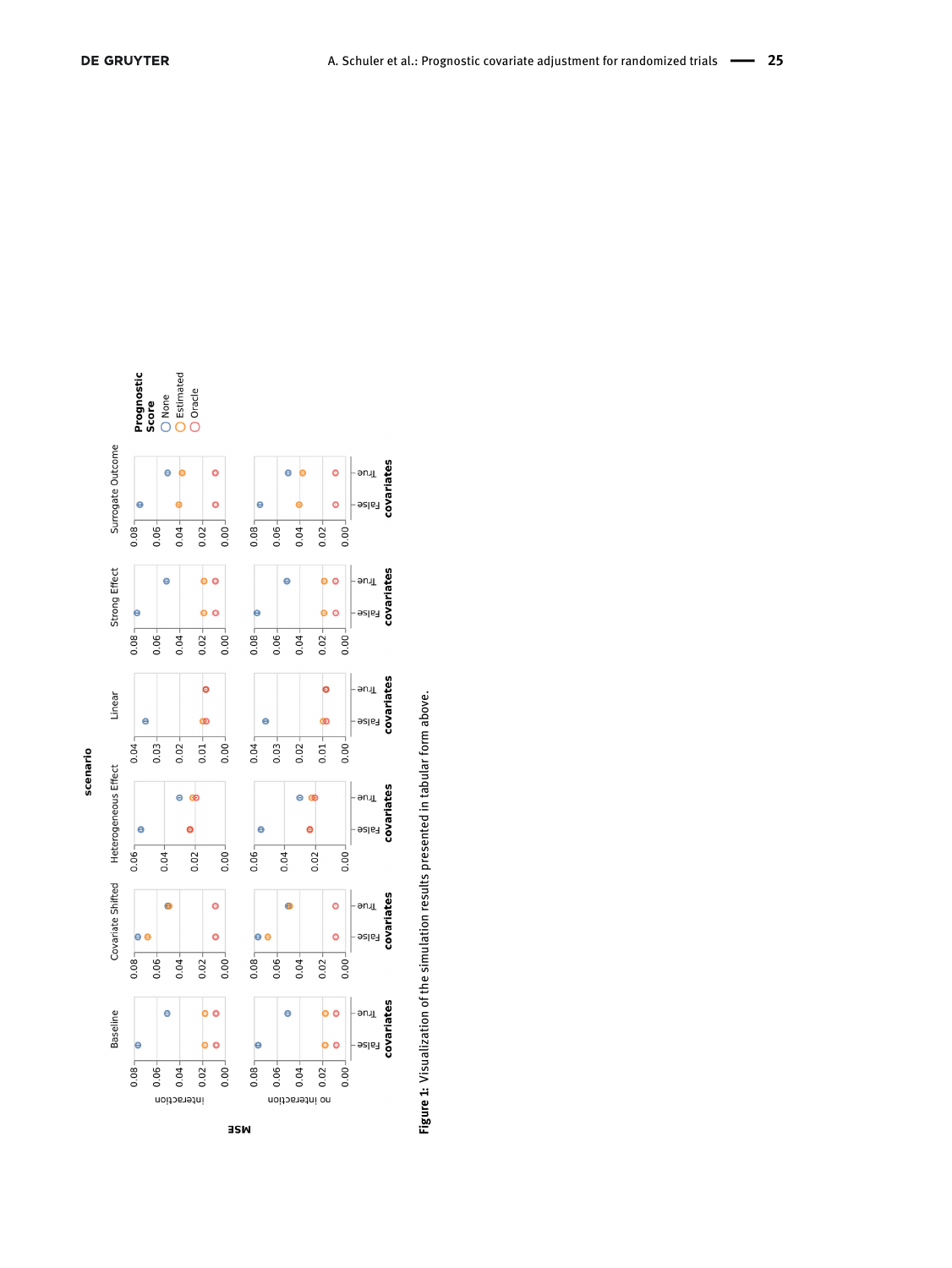**Figure 1:** Visualization of the simulation results presented in tabular form above.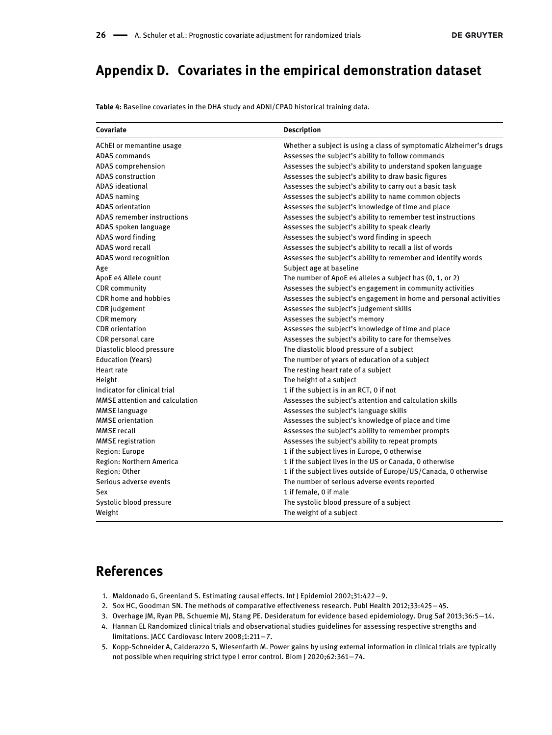## Appendix D. Covariates in the empirical demonstration dataset

**Table 4:** Baseline covariates in the DHA study and ADNI/CPAD historical training data.

| Covariate | Description |
| --- | --- |
| AChEI or memantine usage | Whether a subject is using a class of symptomatic Alzheimer's drugs |
| ADAS commands | Assesses the subject's ability to follow commands |
| ADAS comprehension | Assesses the subject's ability to understand spoken language |
| ADAS construction | Assesses the subject's ability to draw basic figures |
| ADAS ideational | Assesses the subject's ability to carry out a basic task |
| ADAS naming | Assesses the subject's ability to name common objects |
| ADAS orientation | Assesses the subject's knowledge of time and place |
| ADAS remember instructions | Assesses the subject's ability to remember test instructions |
| ADAS spoken language | Assesses the subject's ability to speak clearly |
| ADAS word finding | Assesses the subject's word finding in speech |
| ADAS word recall | Assesses the subject's ability to recall a list of words |
| ADAS word recognition | Assesses the subject's ability to remember and identify words |
| Age | Subject age at baseline |
| ApoE e4 Allele count | The number of ApoE e4 alleles a subject has (0, 1, or 2) |
| CDR community | Assesses the subject's engagement in community activities |
| CDR home and hobbies | Assesses the subject's engagement in home and personal activities |
| CDR judgement | Assesses the subject's judgement skills |
| CDR memory | Assesses the subject's memory |
| CDR orientation | Assesses the subject's knowledge of time and place |
| CDR personal care | Assesses the subject's ability to care for themselves |
| Diastolic blood pressure | The diastolic blood pressure of a subject |
| Education (Years) | The number of years of education of a subject |
| Heart rate | The resting heart rate of a subject |
| Height | The height of a subject |
| Indicator for clinical trial | 1 if the subject is in an RCT, 0 if not |
| MMSE attention and calculation | Assesses the subject's attention and calculation skills |
| MMSE language | Assesses the subject's language skills |
| MMSE orientation | Assesses the subject's knowledge of place and time |
| MMSE recall | Assesses the subject's ability to remember prompts |
| MMSE registration | Assesses the subject's ability to repeat prompts |
| Region: Europe | 1 if the subject lives in Europe, 0 otherwise |
| Region: Northern America | 1 if the subject lives in the US or Canada, 0 otherwise |
| Region: Other | 1 if the subject lives outside of Europe/US/Canada, 0 otherwise |
| Serious adverse events | The number of serious adverse events reported |
| Sex | 1 if female, 0 if male |
| Systolic blood pressure | The systolic blood pressure of a subject |
| Weight | The weight of a subject |

## References

1. Maldonado G, Greenland S. Estimating causal effects. Int J Epidemiol 2002;31:422–9.
2. Sox HC, Goodman SN. The methods of comparative effectiveness research. Publ Health 2012;33:425–45.
3. Overhage JM, Ryan PB, Schuemie MJ, Stang PE. Desideratum for evidence based epidemiology. Drug Saf 2013;36:5–14.
4. Hannan EL Randomized clinical trials and observational studies guidelines for assessing respective strengths and limitations. JACC Cardiovasc Interv 2008;1:211–7.
5. Kopp-Schneider A, Calderazzo S, Wiesenfarth M. Power gains by using external information in clinical trials are typically not possible when requiring strict type I error control. Biom J 2020;62:361–74.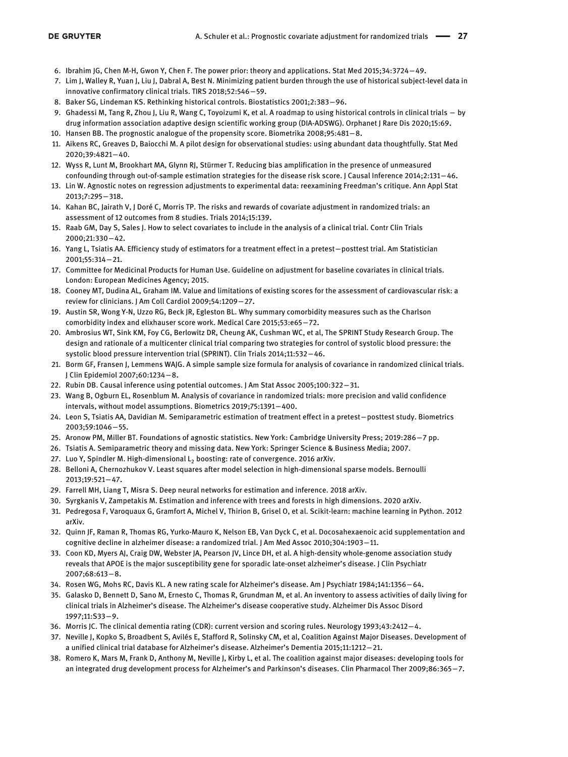6. Ibrahim JG, Chen M-H, Gwon Y, Chen F. The power prior: theory and applications. Stat Med 2015;34:3724–49.
7. Lim J, Walley R, Yuan J, Liu J, Dabral A, Best N. Minimizing patient burden through the use of historical subject-level data in innovative confirmatory clinical trials. TIRS 2018;52:546–59.
8. Baker SG, Lindeman KS. Rethinking historical controls. Biostatistics 2001;2:383–96.
9. Ghadessi M, Tang R, Zhou J, Liu R, Wang C, Toyoizumi K, et al. A roadmap to using historical controls in clinical trials – by drug information association adaptive design scientific working group (DIA-ADSWG). Orphanet J Rare Dis 2020;15:69.
10. Hansen BB. The prognostic analogue of the propensity score. Biometrika 2008;95:481–8.
11. Aikens RC, Greaves D, Baiocchi M. A pilot design for observational studies: using abundant data thoughtfully. Stat Med 2020;39:4821–40.
12. Wyss R, Lunt M, Brookhart MA, Glynn RJ, Stürmer T. Reducing bias amplification in the presence of unmeasured confounding through out-of-sample estimation strategies for the disease risk score. J Causal Inference 2014;2:131–46.
13. Lin W. Agnostic notes on regression adjustments to experimental data: reexamining Freedman's critique. Ann Appl Stat 2013;7:295–318.
14. Kahan BC, Jairath V, J Doré C, Morris TP. The risks and rewards of covariate adjustment in randomized trials: an assessment of 12 outcomes from 8 studies. Trials 2014;15:139.
15. Raab GM, Day S, Sales J. How to select covariates to include in the analysis of a clinical trial. Contr Clin Trials 2000;21:330–42.
16. Yang L, Tsiatis AA. Efficiency study of estimators for a treatment effect in a pretest–posttest trial. Am Statistician 2001;55:314–21.
17. Committee for Medicinal Products for Human Use. Guideline on adjustment for baseline covariates in clinical trials. London: European Medicines Agency; 2015.
18. Cooney MT, Dudina AL, Graham IM. Value and limitations of existing scores for the assessment of cardiovascular risk: a review for clinicians. J Am Coll Cardiol 2009;54:1209–27.
19. Austin SR, Wong Y-N, Uzzo RG, Beck JR, Egleston BL. Why summary comorbidity measures such as the Charlson comorbidity index and elixhauser score work. Medical Care 2015;53:e65–72.
20. Ambrosius WT, Sink KM, Foy CG, Berlowitz DR, Cheung AK, Cushman WC, et al, The SPRINT Study Research Group. The design and rationale of a multicenter clinical trial comparing two strategies for control of systolic blood pressure: the systolic blood pressure intervention trial (SPRINT). Clin Trials 2014;11:532–46.
21. Borm GF, Fransen J, Lemmens WAJG. A simple sample size formula for analysis of covariance in randomized clinical trials. J Clin Epidemiol 2007;60:1234–8.
22. Rubin DB. Causal inference using potential outcomes. J Am Stat Assoc 2005;100:322–31.
23. Wang B, Ogburn EL, Rosenblum M. Analysis of covariance in randomized trials: more precision and valid confidence intervals, without model assumptions. Biometrics 2019;75:1391–400.
24. Leon S, Tsiatis AA, Davidian M. Semiparametric estimation of treatment effect in a pretest–posttest study. Biometrics 2003;59:1046–55.
25. Aronow PM, Miller BT. Foundations of agnostic statistics. New York: Cambridge University Press; 2019:286–7 pp.
26. Tsiatis A. Semiparametric theory and missing data. New York: Springer Science & Business Media; 2007.
27. Luo Y, Spindler M. High-dimensional $L_2$ boosting: rate of convergence. 2016 arXiv.
28. Belloni A, Chernozhukov V. Least squares after model selection in high-dimensional sparse models. Bernoulli 2013;19:521–47.
29. Farrell MH, Liang T, Misra S. Deep neural networks for estimation and inference. 2018 arXiv.
30. Syrgkanis V, Zampetakis M. Estimation and inference with trees and forests in high dimensions. 2020 arXiv.
31. Pedregosa F, Varoquaux G, Gramfort A, Michel V, Thirion B, Grisel O, et al. Scikit-learn: machine learning in Python. 2012 arXiv.
32. Quinn JF, Raman R, Thomas RG, Yurko-Mauro K, Nelson EB, Van Dyck C, et al. Docosahexaenoic acid supplementation and cognitive decline in alzheimer disease: a randomized trial. J Am Med Assoc 2010;304:1903–11.
33. Coon KD, Myers AJ, Craig DW, Webster JA, Pearson JV, Lince DH, et al. A high-density whole-genome association study reveals that APOE is the major susceptibility gene for sporadic late-onset alzheimer's disease. J Clin Psychiatr 2007;68:613–8.
34. Rosen WG, Mohs RC, Davis KL. A new rating scale for Alzheimer's disease. Am J Psychiatr 1984;141:1356–64.
35. Galasko D, Bennett D, Sano M, Ernesto C, Thomas R, Grundman M, et al. An inventory to assess activities of daily living for clinical trials in Alzheimer's disease. The Alzheimer's disease cooperative study. Alzheimer Dis Assoc Disord 1997;11:S33–9.
36. Morris JC. The clinical dementia rating (CDR): current version and scoring rules. Neurology 1993;43:2412–4.
37. Neville J, Kopko S, Broadbent S, Avilés E, Stafford R, Solinsky CM, et al, Coalition Against Major Diseases. Development of a unified clinical trial database for Alzheimer's disease. Alzheimer's Dementia 2015;11:1212–21.
38. Romero K, Mars M, Frank D, Anthony M, Neville J, Kirby L, et al. The coalition against major diseases: developing tools for an integrated drug development process for Alzheimer's and Parkinson's diseases. Clin Pharmacol Ther 2009;86:365–7.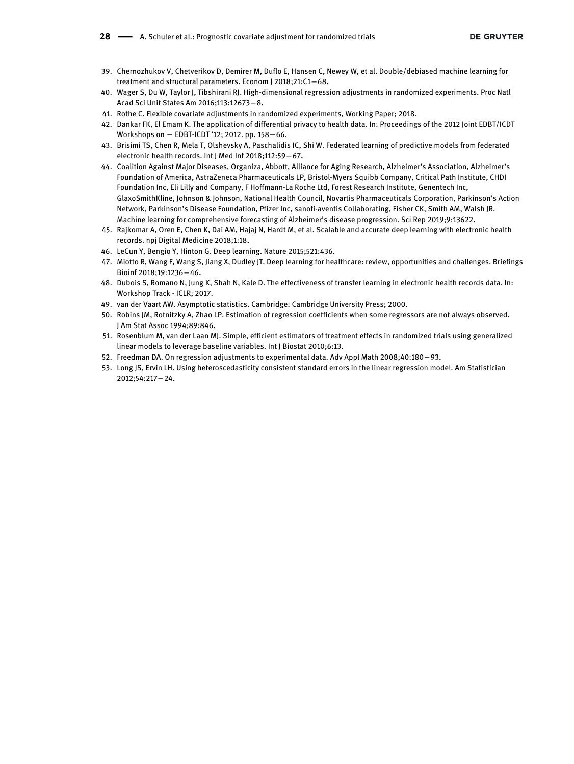39. Chernozhukov V, Chetverikov D, Demirer M, Duflo E, Hansen C, Newey W, et al. Double/debiased machine learning for treatment and structural parameters. Econom J 2018;21:C1–68.
40. Wager S, Du W, Taylor J, Tibshirani RJ. High-dimensional regression adjustments in randomized experiments. Proc Natl Acad Sci Unit States Am 2016;113:12673–8.
41. Rothe C. Flexible covariate adjustments in randomized experiments, Working Paper; 2018.
42. Dankar FK, El Emam K. The application of differential privacy to health data. In: Proceedings of the 2012 Joint EDBT/ICDT Workshops on — EDBT-ICDT '12; 2012. pp. 158–66.
43. Brisimi TS, Chen R, Mela T, Olshevsky A, Paschalidis IC, Shi W. Federated learning of predictive models from federated electronic health records. Int J Med Inf 2018;112:59–67.
44. Coalition Against Major Diseases, Organiza, Abbott, Alliance for Aging Research, Alzheimer's Association, Alzheimer's Foundation of America, AstraZeneca Pharmaceuticals LP, Bristol-Myers Squibb Company, Critical Path Institute, CHDI Foundation Inc, Eli Lilly and Company, F Hoffmann-La Roche Ltd, Forest Research Institute, Genentech Inc, GlaxoSmithKline, Johnson & Johnson, National Health Council, Novartis Pharmaceuticals Corporation, Parkinson's Action Network, Parkinson's Disease Foundation, Pfizer Inc, sanofi-aventis Collaborating, Fisher CK, Smith AM, Walsh JR. Machine learning for comprehensive forecasting of Alzheimer's disease progression. Sci Rep 2019;9:13622.
45. Rajkomar A, Oren E, Chen K, Dai AM, Hajaj N, Hardt M, et al. Scalable and accurate deep learning with electronic health records. npj Digital Medicine 2018;1:18.
46. LeCun Y, Bengio Y, Hinton G. Deep learning. Nature 2015;521:436.
47. Miotto R, Wang F, Wang S, Jiang X, Dudley JT. Deep learning for healthcare: review, opportunities and challenges. Briefings Bioinf 2018;19:1236–46.
48. Dubois S, Romano N, Jung K, Shah N, Kale D. The effectiveness of transfer learning in electronic health records data. In: Workshop Track - ICLR; 2017.
49. van der Vaart AW. Asymptotic statistics. Cambridge: Cambridge University Press; 2000.
50. Robins JM, Rotnitzky A, Zhao LP. Estimation of regression coefficients when some regressors are not always observed. J Am Stat Assoc 1994;89:846.
51. Rosenblum M, van der Laan MJ. Simple, efficient estimators of treatment effects in randomized trials using generalized linear models to leverage baseline variables. Int J Biostat 2010;6:13.
52. Freedman DA. On regression adjustments to experimental data. Adv Appl Math 2008;40:180–93.
53. Long JS, Ervin LH. Using heteroscedasticity consistent standard errors in the linear regression model. Am Statistician 2012;54:217–24.